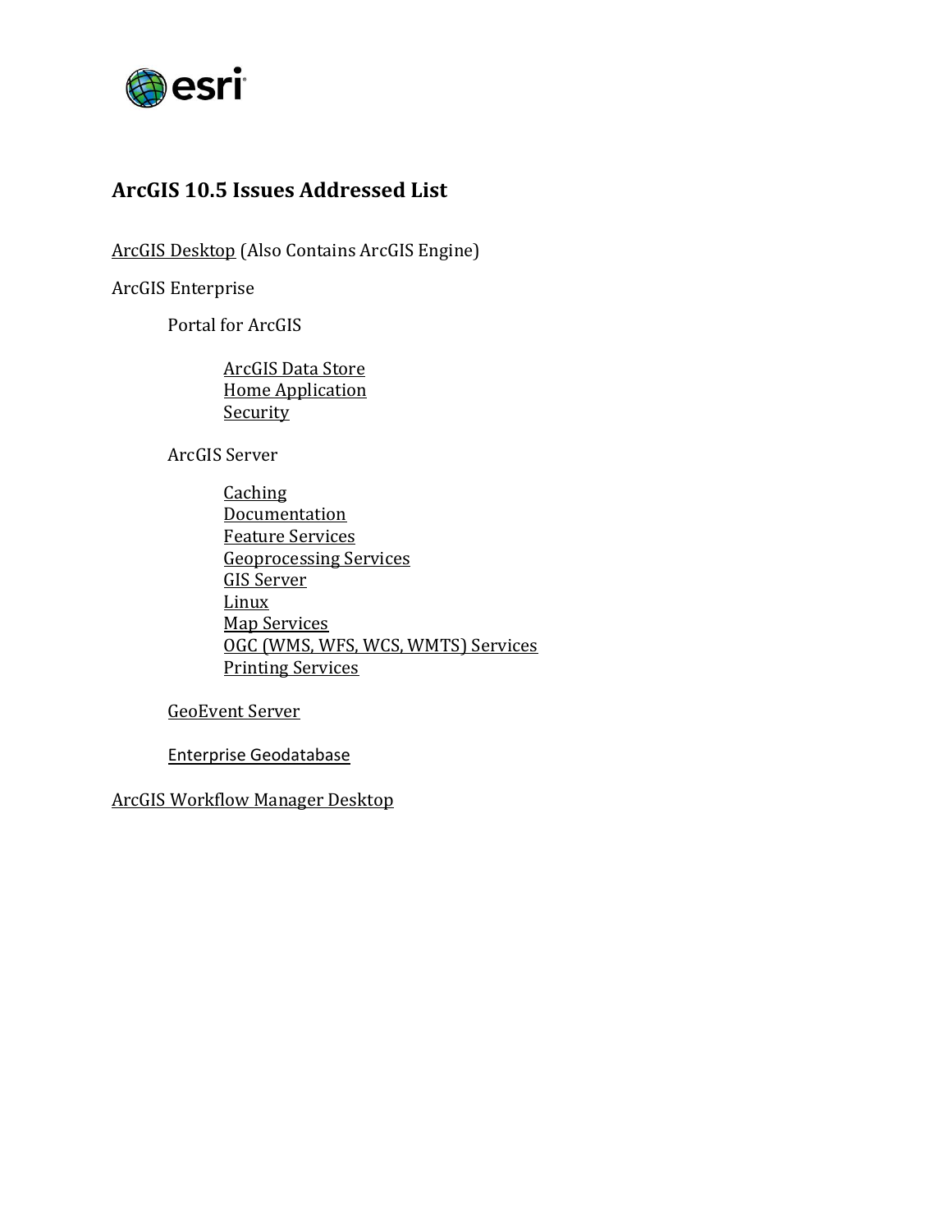# ArcGIS 10.5 Issues Addressed List

ArcGIS Desktop (Also Contains ArcGIS Engine)

ArcGIS Enterprise

- Portal for ArcGIS
  - ArcGIS Data Store
  - Home Application
  - Security
- ArcGIS Server
  - Caching
  - Documentation
  - Feature Services
  - Geoprocessing Services
  - GIS Server
  - Linux
  - Map Services
  - OGC (WMS, WFS, WCS, WMTS) Services
  - Printing Services
- GeoEvent Server
- Enterprise Geodatabase

ArcGIS Workflow Manager Desktop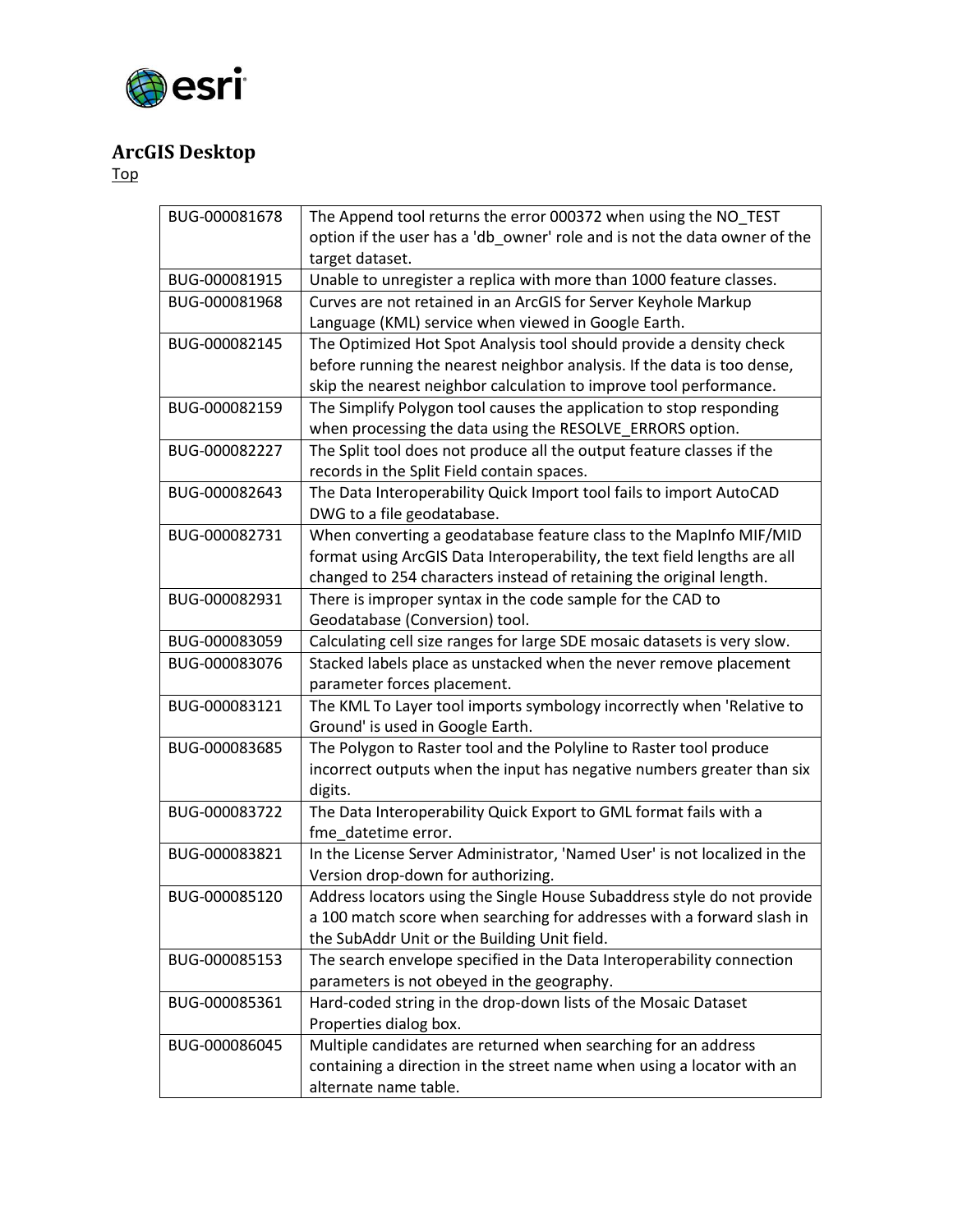## ArcGIS Desktop

Top

| BUG-000081678 | The Append tool returns the error 000372 when using the NO_TEST option if the user has a 'db_owner' role and is not the data owner of the target dataset. |
|---|---|
| BUG-000081915 | Unable to unregister a replica with more than 1000 feature classes. |
| BUG-000081968 | Curves are not retained in an ArcGIS for Server Keyhole Markup Language (KML) service when viewed in Google Earth. |
| BUG-000082145 | The Optimized Hot Spot Analysis tool should provide a density check before running the nearest neighbor analysis. If the data is too dense, skip the nearest neighbor calculation to improve tool performance. |
| BUG-000082159 | The Simplify Polygon tool causes the application to stop responding when processing the data using the RESOLVE_ERRORS option. |
| BUG-000082227 | The Split tool does not produce all the output feature classes if the records in the Split Field contain spaces. |
| BUG-000082643 | The Data Interoperability Quick Import tool fails to import AutoCAD DWG to a file geodatabase. |
| BUG-000082731 | When converting a geodatabase feature class to the MapInfo MIF/MID format using ArcGIS Data Interoperability, the text field lengths are all changed to 254 characters instead of retaining the original length. |
| BUG-000082931 | There is improper syntax in the code sample for the CAD to Geodatabase (Conversion) tool. |
| BUG-000083059 | Calculating cell size ranges for large SDE mosaic datasets is very slow. |
| BUG-000083076 | Stacked labels place as unstacked when the never remove placement parameter forces placement. |
| BUG-000083121 | The KML To Layer tool imports symbology incorrectly when 'Relative to Ground' is used in Google Earth. |
| BUG-000083685 | The Polygon to Raster tool and the Polyline to Raster tool produce incorrect outputs when the input has negative numbers greater than six digits. |
| BUG-000083722 | The Data Interoperability Quick Export to GML format fails with a fme_datetime error. |
| BUG-000083821 | In the License Server Administrator, 'Named User' is not localized in the Version drop-down for authorizing. |
| BUG-000085120 | Address locators using the Single House Subaddress style do not provide a 100 match score when searching for addresses with a forward slash in the SubAddr Unit or the Building Unit field. |
| BUG-000085153 | The search envelope specified in the Data Interoperability connection parameters is not obeyed in the geography. |
| BUG-000085361 | Hard-coded string in the drop-down lists of the Mosaic Dataset Properties dialog box. |
| BUG-000086045 | Multiple candidates are returned when searching for an address containing a direction in the street name when using a locator with an alternate name table. |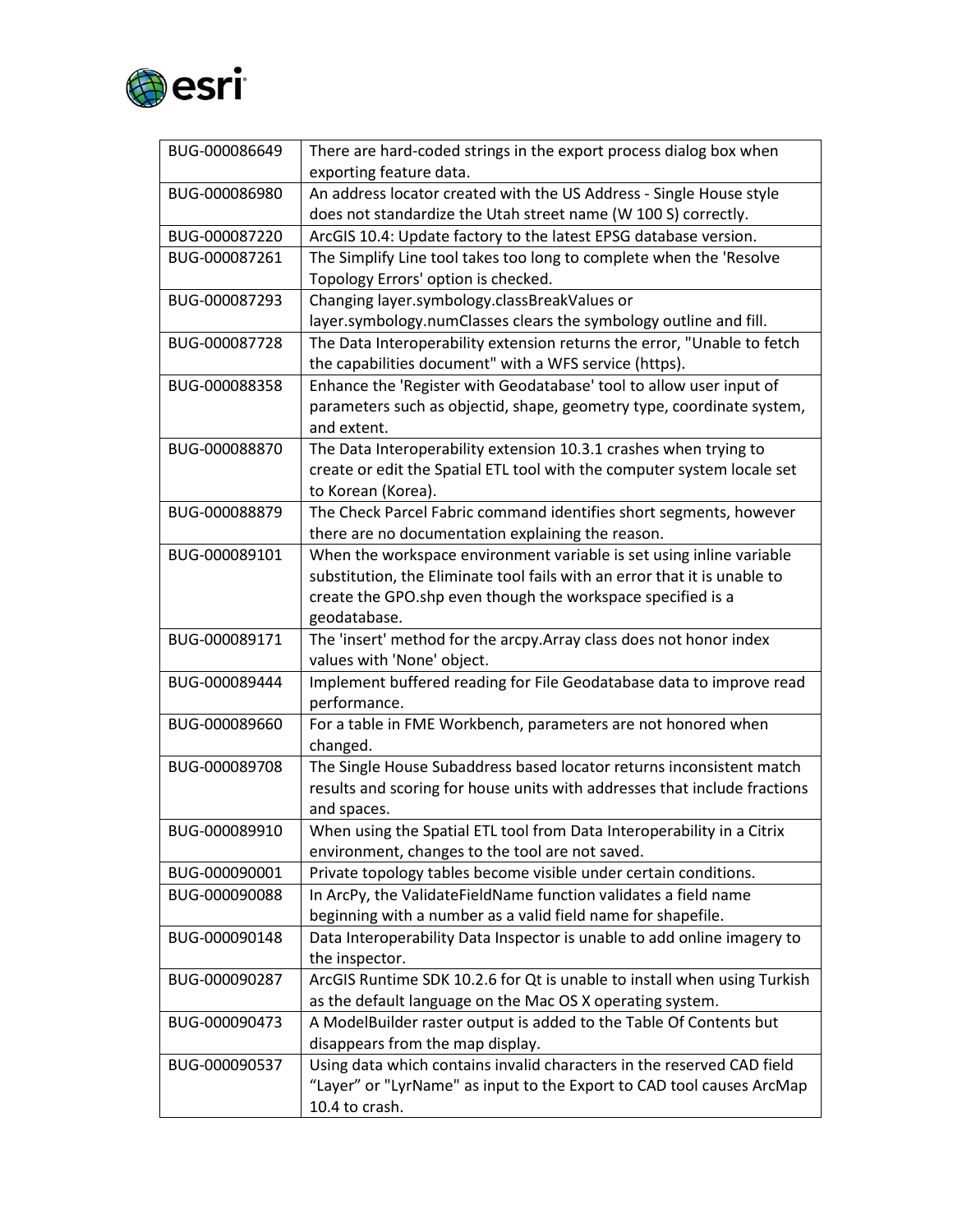| | |
|---|---|
| BUG-000086649 | There are hard-coded strings in the export process dialog box when exporting feature data. |
| BUG-000086980 | An address locator created with the US Address - Single House style does not standardize the Utah street name (W 100 S) correctly. |
| BUG-000087220 | ArcGIS 10.4: Update factory to the latest EPSG database version. |
| BUG-000087261 | The Simplify Line tool takes too long to complete when the 'Resolve Topology Errors' option is checked. |
| BUG-000087293 | Changing layer.symbology.classBreakValues or layer.symbology.numClasses clears the symbology outline and fill. |
| BUG-000087728 | The Data Interoperability extension returns the error, "Unable to fetch the capabilities document" with a WFS service (https). |
| BUG-000088358 | Enhance the 'Register with Geodatabase' tool to allow user input of parameters such as objectid, shape, geometry type, coordinate system, and extent. |
| BUG-000088870 | The Data Interoperability extension 10.3.1 crashes when trying to create or edit the Spatial ETL tool with the computer system locale set to Korean (Korea). |
| BUG-000088879 | The Check Parcel Fabric command identifies short segments, however there are no documentation explaining the reason. |
| BUG-000089101 | When the workspace environment variable is set using inline variable substitution, the Eliminate tool fails with an error that it is unable to create the GPO.shp even though the workspace specified is a geodatabase. |
| BUG-000089171 | The 'insert' method for the arcpy.Array class does not honor index values with 'None' object. |
| BUG-000089444 | Implement buffered reading for File Geodatabase data to improve read performance. |
| BUG-000089660 | For a table in FME Workbench, parameters are not honored when changed. |
| BUG-000089708 | The Single House Subaddress based locator returns inconsistent match results and scoring for house units with addresses that include fractions and spaces. |
| BUG-000089910 | When using the Spatial ETL tool from Data Interoperability in a Citrix environment, changes to the tool are not saved. |
| BUG-000090001 | Private topology tables become visible under certain conditions. |
| BUG-000090088 | In ArcPy, the ValidateFieldName function validates a field name beginning with a number as a valid field name for shapefile. |
| BUG-000090148 | Data Interoperability Data Inspector is unable to add online imagery to the inspector. |
| BUG-000090287 | ArcGIS Runtime SDK 10.2.6 for Qt is unable to install when using Turkish as the default language on the Mac OS X operating system. |
| BUG-000090473 | A ModelBuilder raster output is added to the Table Of Contents but disappears from the map display. |
| BUG-000090537 | Using data which contains invalid characters in the reserved CAD field “Layer” or "LyrName" as input to the Export to CAD tool causes ArcMap 10.4 to crash. |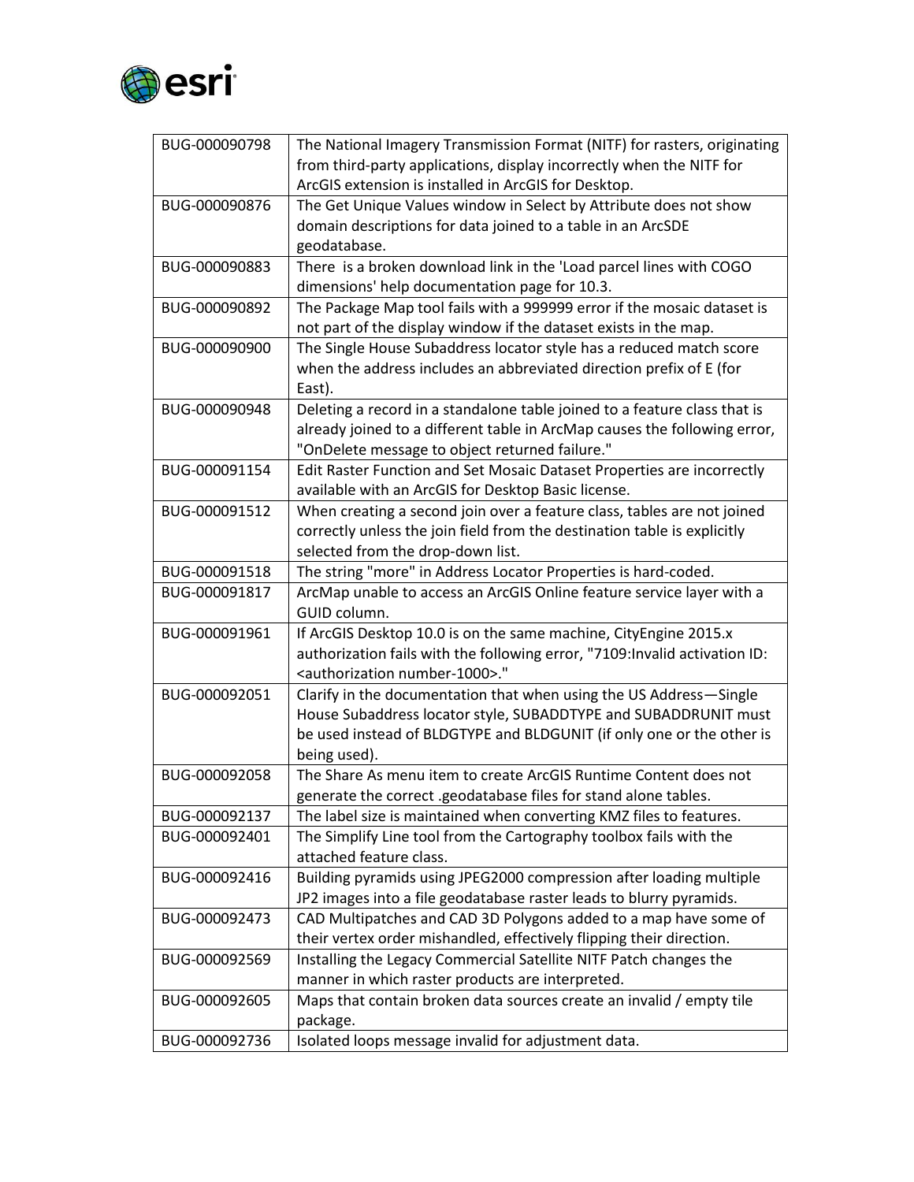| BUG-000090798 | The National Imagery Transmission Format (NITF) for rasters, originating from third-party applications, display incorrectly when the NITF for ArcGIS extension is installed in ArcGIS for Desktop. |
|---|---|
| BUG-000090876 | The Get Unique Values window in Select by Attribute does not show domain descriptions for data joined to a table in an ArcSDE geodatabase. |
| BUG-000090883 | There is a broken download link in the 'Load parcel lines with COGO dimensions' help documentation page for 10.3. |
| BUG-000090892 | The Package Map tool fails with a 999999 error if the mosaic dataset is not part of the display window if the dataset exists in the map. |
| BUG-000090900 | The Single House Subaddress locator style has a reduced match score when the address includes an abbreviated direction prefix of E (for East). |
| BUG-000090948 | Deleting a record in a standalone table joined to a feature class that is already joined to a different table in ArcMap causes the following error, "OnDelete message to object returned failure." |
| BUG-000091154 | Edit Raster Function and Set Mosaic Dataset Properties are incorrectly available with an ArcGIS for Desktop Basic license. |
| BUG-000091512 | When creating a second join over a feature class, tables are not joined correctly unless the join field from the destination table is explicitly selected from the drop-down list. |
| BUG-000091518 | The string "more" in Address Locator Properties is hard-coded. |
| BUG-000091817 | ArcMap unable to access an ArcGIS Online feature service layer with a GUID column. |
| BUG-000091961 | If ArcGIS Desktop 10.0 is on the same machine, CityEngine 2015.x authorization fails with the following error, "7109:Invalid activation ID: <authorization number-1000>." |
| BUG-000092051 | Clarify in the documentation that when using the US Address—Single House Subaddress locator style, SUBADDTYPE and SUBADDRUNIT must be used instead of BLDGTYPE and BLDGUNIT (if only one or the other is being used). |
| BUG-000092058 | The Share As menu item to create ArcGIS Runtime Content does not generate the correct .geodatabase files for stand alone tables. |
| BUG-000092137 | The label size is maintained when converting KMZ files to features. |
| BUG-000092401 | The Simplify Line tool from the Cartography toolbox fails with the attached feature class. |
| BUG-000092416 | Building pyramids using JPEG2000 compression after loading multiple JP2 images into a file geodatabase raster leads to blurry pyramids. |
| BUG-000092473 | CAD Multipatches and CAD 3D Polygons added to a map have some of their vertex order mishandled, effectively flipping their direction. |
| BUG-000092569 | Installing the Legacy Commercial Satellite NITF Patch changes the manner in which raster products are interpreted. |
| BUG-000092605 | Maps that contain broken data sources create an invalid / empty tile package. |
| BUG-000092736 | Isolated loops message invalid for adjustment data. |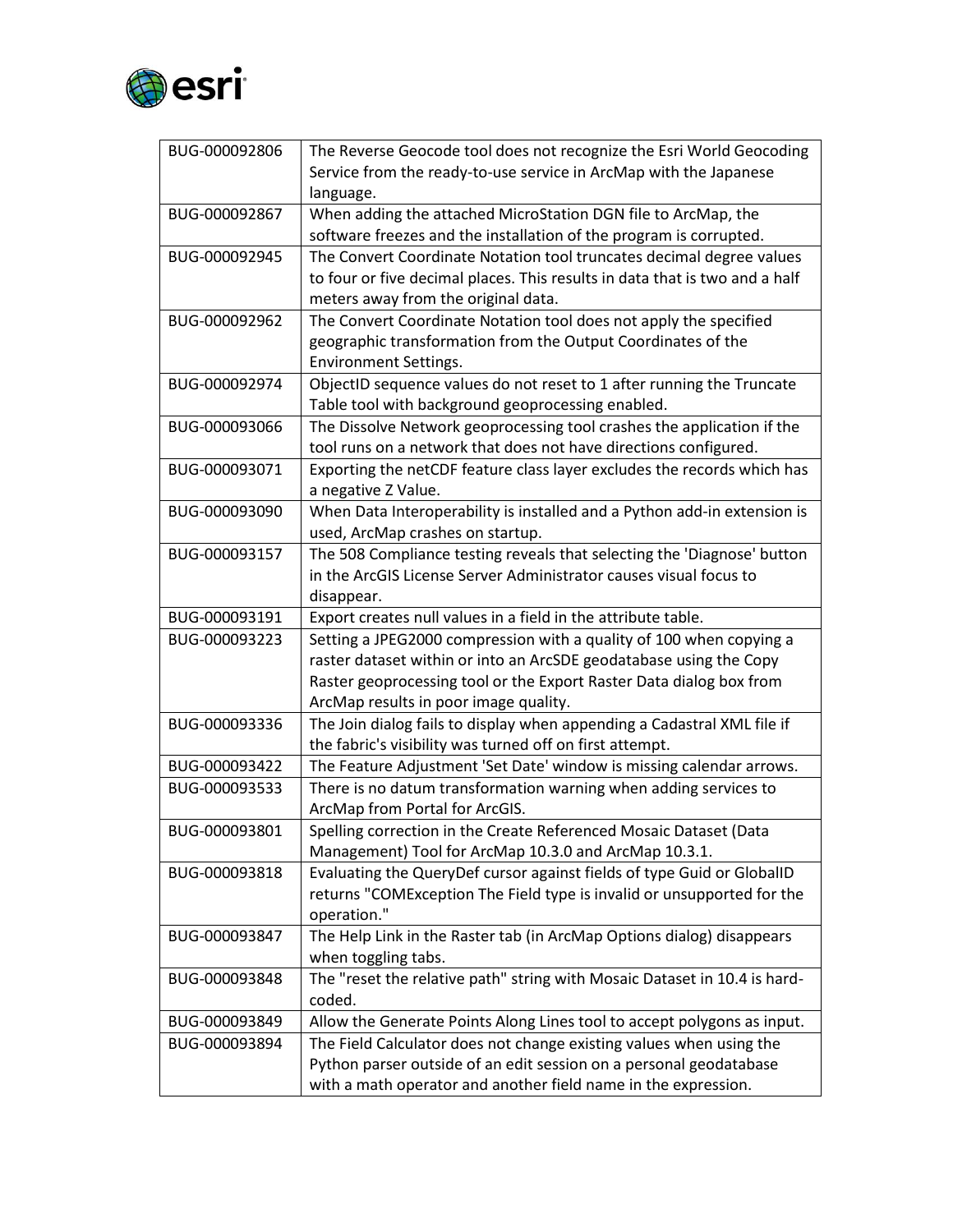| BUG-000092806 | The Reverse Geocode tool does not recognize the Esri World Geocoding Service from the ready-to-use service in ArcMap with the Japanese language. |
|---|---|
| BUG-000092867 | When adding the attached MicroStation DGN file to ArcMap, the software freezes and the installation of the program is corrupted. |
| BUG-000092945 | The Convert Coordinate Notation tool truncates decimal degree values to four or five decimal places. This results in data that is two and a half meters away from the original data. |
| BUG-000092962 | The Convert Coordinate Notation tool does not apply the specified geographic transformation from the Output Coordinates of the Environment Settings. |
| BUG-000092974 | ObjectID sequence values do not reset to 1 after running the Truncate Table tool with background geoprocessing enabled. |
| BUG-000093066 | The Dissolve Network geoprocessing tool crashes the application if the tool runs on a network that does not have directions configured. |
| BUG-000093071 | Exporting the netCDF feature class layer excludes the records which has a negative Z Value. |
| BUG-000093090 | When Data Interoperability is installed and a Python add-in extension is used, ArcMap crashes on startup. |
| BUG-000093157 | The 508 Compliance testing reveals that selecting the 'Diagnose' button in the ArcGIS License Server Administrator causes visual focus to disappear. |
| BUG-000093191 | Export creates null values in a field in the attribute table. |
| BUG-000093223 | Setting a JPEG2000 compression with a quality of 100 when copying a raster dataset within or into an ArcSDE geodatabase using the Copy Raster geoprocessing tool or the Export Raster Data dialog box from ArcMap results in poor image quality. |
| BUG-000093336 | The Join dialog fails to display when appending a Cadastral XML file if the fabric's visibility was turned off on first attempt. |
| BUG-000093422 | The Feature Adjustment 'Set Date' window is missing calendar arrows. |
| BUG-000093533 | There is no datum transformation warning when adding services to ArcMap from Portal for ArcGIS. |
| BUG-000093801 | Spelling correction in the Create Referenced Mosaic Dataset (Data Management) Tool for ArcMap 10.3.0 and ArcMap 10.3.1. |
| BUG-000093818 | Evaluating the QueryDef cursor against fields of type Guid or GlobalID returns "COMException The Field type is invalid or unsupported for the operation." |
| BUG-000093847 | The Help Link in the Raster tab (in ArcMap Options dialog) disappears when toggling tabs. |
| BUG-000093848 | The "reset the relative path" string with Mosaic Dataset in 10.4 is hard-coded. |
| BUG-000093849 | Allow the Generate Points Along Lines tool to accept polygons as input. |
| BUG-000093894 | The Field Calculator does not change existing values when using the Python parser outside of an edit session on a personal geodatabase with a math operator and another field name in the expression. |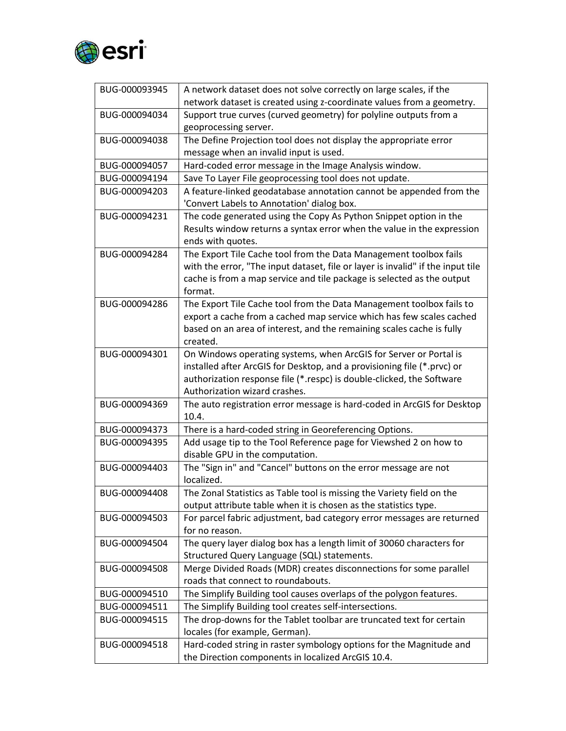| BUG-000093945 | A network dataset does not solve correctly on large scales, if the network dataset is created using z-coordinate values from a geometry. |
|---|---|
| BUG-000094034 | Support true curves (curved geometry) for polyline outputs from a geoprocessing server. |
| BUG-000094038 | The Define Projection tool does not display the appropriate error message when an invalid input is used. |
| BUG-000094057 | Hard-coded error message in the Image Analysis window. |
| BUG-000094194 | Save To Layer File geoprocessing tool does not update. |
| BUG-000094203 | A feature-linked geodatabase annotation cannot be appended from the 'Convert Labels to Annotation' dialog box. |
| BUG-000094231 | The code generated using the Copy As Python Snippet option in the Results window returns a syntax error when the value in the expression ends with quotes. |
| BUG-000094284 | The Export Tile Cache tool from the Data Management toolbox fails with the error, "The input dataset, file or layer is invalid" if the input tile cache is from a map service and tile package is selected as the output format. |
| BUG-000094286 | The Export Tile Cache tool from the Data Management toolbox fails to export a cache from a cached map service which has few scales cached based on an area of interest, and the remaining scales cache is fully created. |
| BUG-000094301 | On Windows operating systems, when ArcGIS for Server or Portal is installed after ArcGIS for Desktop, and a provisioning file (*.prvc) or authorization response file (*.respc) is double-clicked, the Software Authorization wizard crashes. |
| BUG-000094369 | The auto registration error message is hard-coded in ArcGIS for Desktop 10.4. |
| BUG-000094373 | There is a hard-coded string in Georeferencing Options. |
| BUG-000094395 | Add usage tip to the Tool Reference page for Viewshed 2 on how to disable GPU in the computation. |
| BUG-000094403 | The "Sign in" and "Cancel" buttons on the error message are not localized. |
| BUG-000094408 | The Zonal Statistics as Table tool is missing the Variety field on the output attribute table when it is chosen as the statistics type. |
| BUG-000094503 | For parcel fabric adjustment, bad category error messages are returned for no reason. |
| BUG-000094504 | The query layer dialog box has a length limit of 30060 characters for Structured Query Language (SQL) statements. |
| BUG-000094508 | Merge Divided Roads (MDR) creates disconnections for some parallel roads that connect to roundabouts. |
| BUG-000094510 | The Simplify Building tool causes overlaps of the polygon features. |
| BUG-000094511 | The Simplify Building tool creates self-intersections. |
| BUG-000094515 | The drop-downs for the Tablet toolbar are truncated text for certain locales (for example, German). |
| BUG-000094518 | Hard-coded string in raster symbology options for the Magnitude and the Direction components in localized ArcGIS 10.4. |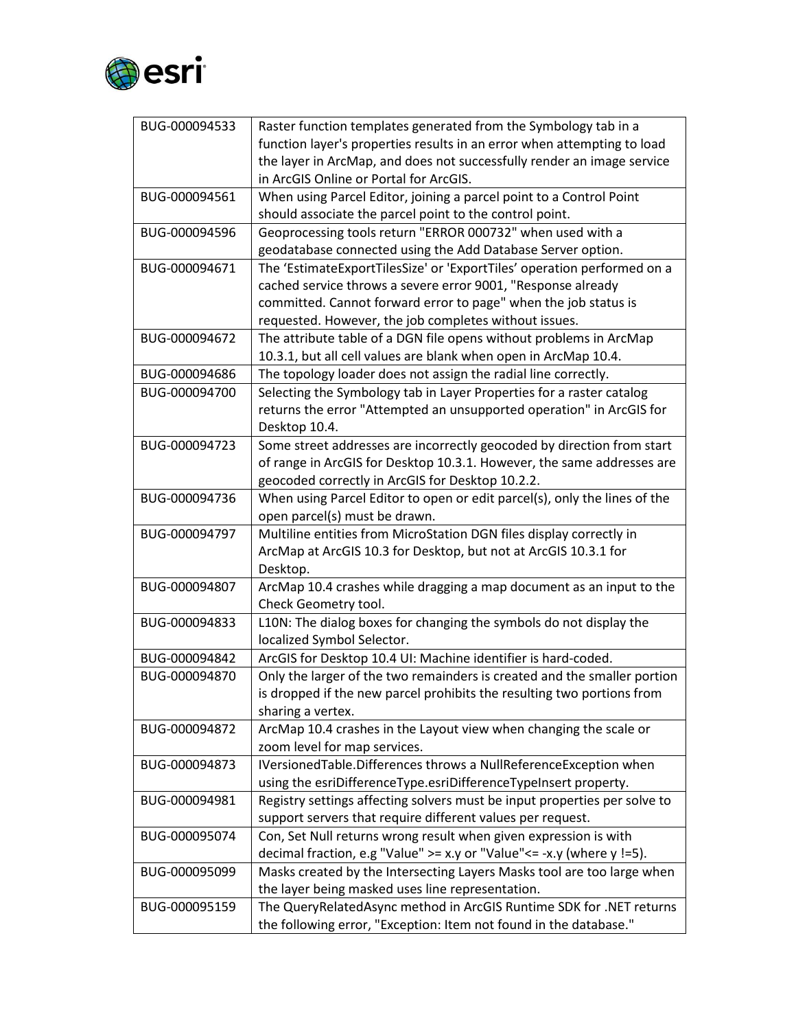| BUG-000094533 | Raster function templates generated from the Symbology tab in a function layer's properties results in an error when attempting to load the layer in ArcMap, and does not successfully render an image service in ArcGIS Online or Portal for ArcGIS. |
|---|---|
| BUG-000094561 | When using Parcel Editor, joining a parcel point to a Control Point should associate the parcel point to the control point. |
| BUG-000094596 | Geoprocessing tools return "ERROR 000732" when used with a geodatabase connected using the Add Database Server option. |
| BUG-000094671 | The 'EstimateExportTilesSize' or 'ExportTiles' operation performed on a cached service throws a severe error 9001, "Response already committed. Cannot forward error to page" when the job status is requested. However, the job completes without issues. |
| BUG-000094672 | The attribute table of a DGN file opens without problems in ArcMap 10.3.1, but all cell values are blank when open in ArcMap 10.4. |
| BUG-000094686 | The topology loader does not assign the radial line correctly. |
| BUG-000094700 | Selecting the Symbology tab in Layer Properties for a raster catalog returns the error "Attempted an unsupported operation" in ArcGIS for Desktop 10.4. |
| BUG-000094723 | Some street addresses are incorrectly geocoded by direction from start of range in ArcGIS for Desktop 10.3.1. However, the same addresses are geocoded correctly in ArcGIS for Desktop 10.2.2. |
| BUG-000094736 | When using Parcel Editor to open or edit parcel(s), only the lines of the open parcel(s) must be drawn. |
| BUG-000094797 | Multiline entities from MicroStation DGN files display correctly in ArcMap at ArcGIS 10.3 for Desktop, but not at ArcGIS 10.3.1 for Desktop. |
| BUG-000094807 | ArcMap 10.4 crashes while dragging a map document as an input to the Check Geometry tool. |
| BUG-000094833 | L10N: The dialog boxes for changing the symbols do not display the localized Symbol Selector. |
| BUG-000094842 | ArcGIS for Desktop 10.4 UI: Machine identifier is hard-coded. |
| BUG-000094870 | Only the larger of the two remainders is created and the smaller portion is dropped if the new parcel prohibits the resulting two portions from sharing a vertex. |
| BUG-000094872 | ArcMap 10.4 crashes in the Layout view when changing the scale or zoom level for map services. |
| BUG-000094873 | IVersionedTable.Differences throws a NullReferenceException when using the esriDifferenceType.esriDifferenceTypeInsert property. |
| BUG-000094981 | Registry settings affecting solvers must be input properties per solve to support servers that require different values per request. |
| BUG-000095074 | Con, Set Null returns wrong result when given expression is with decimal fraction, e.g "Value" >= x.y or "Value"<= -x.y (where y !=5). |
| BUG-000095099 | Masks created by the Intersecting Layers Masks tool are too large when the layer being masked uses line representation. |
| BUG-000095159 | The QueryRelatedAsync method in ArcGIS Runtime SDK for .NET returns the following error, "Exception: Item not found in the database." |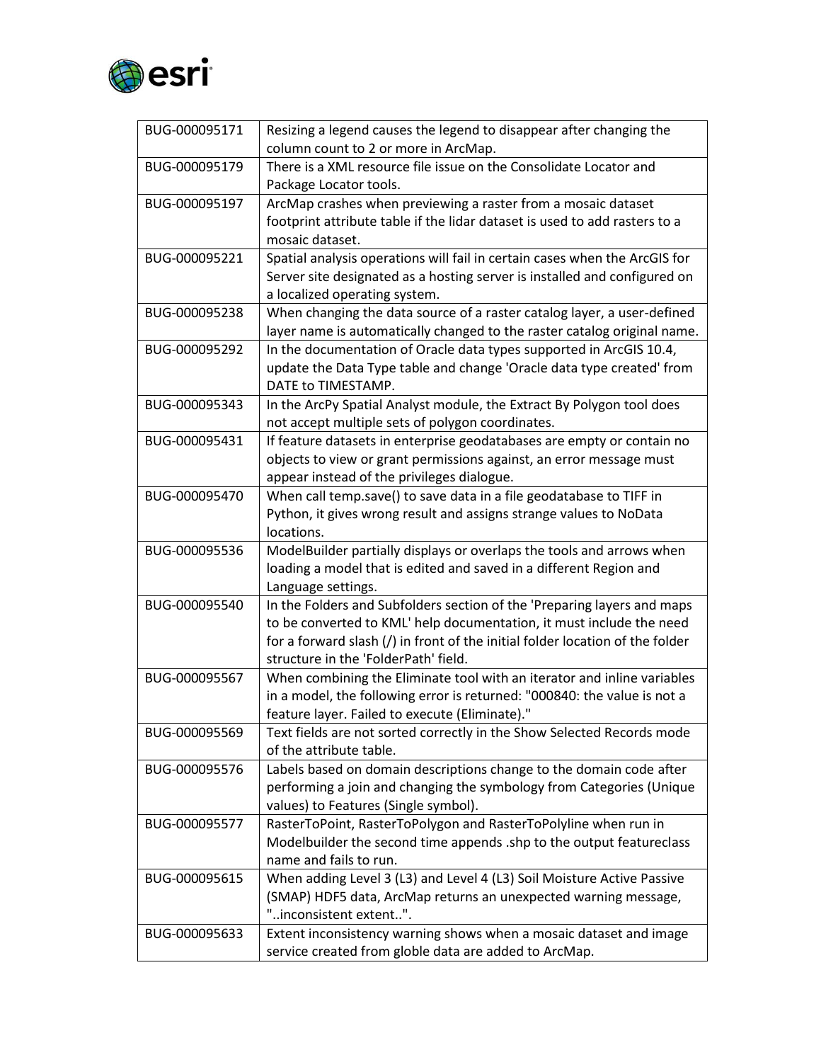| | |
|---|---|
| BUG-000095171 | Resizing a legend causes the legend to disappear after changing the column count to 2 or more in ArcMap. |
| BUG-000095179 | There is a XML resource file issue on the Consolidate Locator and Package Locator tools. |
| BUG-000095197 | ArcMap crashes when previewing a raster from a mosaic dataset footprint attribute table if the lidar dataset is used to add rasters to a mosaic dataset. |
| BUG-000095221 | Spatial analysis operations will fail in certain cases when the ArcGIS for Server site designated as a hosting server is installed and configured on a localized operating system. |
| BUG-000095238 | When changing the data source of a raster catalog layer, a user-defined layer name is automatically changed to the raster catalog original name. |
| BUG-000095292 | In the documentation of Oracle data types supported in ArcGIS 10.4, update the Data Type table and change 'Oracle data type created' from DATE to TIMESTAMP. |
| BUG-000095343 | In the ArcPy Spatial Analyst module, the Extract By Polygon tool does not accept multiple sets of polygon coordinates. |
| BUG-000095431 | If feature datasets in enterprise geodatabases are empty or contain no objects to view or grant permissions against, an error message must appear instead of the privileges dialogue. |
| BUG-000095470 | When call temp.save() to save data in a file geodatabase to TIFF in Python, it gives wrong result and assigns strange values to NoData locations. |
| BUG-000095536 | ModelBuilder partially displays or overlaps the tools and arrows when loading a model that is edited and saved in a different Region and Language settings. |
| BUG-000095540 | In the Folders and Subfolders section of the 'Preparing layers and maps to be converted to KML' help documentation, it must include the need for a forward slash (/) in front of the initial folder location of the folder structure in the 'FolderPath' field. |
| BUG-000095567 | When combining the Eliminate tool with an iterator and inline variables in a model, the following error is returned: "000840: the value is not a feature layer. Failed to execute (Eliminate)." |
| BUG-000095569 | Text fields are not sorted correctly in the Show Selected Records mode of the attribute table. |
| BUG-000095576 | Labels based on domain descriptions change to the domain code after performing a join and changing the symbology from Categories (Unique values) to Features (Single symbol). |
| BUG-000095577 | RasterToPoint, RasterToPolygon and RasterToPolyline when run in Modelbuilder the second time appends .shp to the output featureclass name and fails to run. |
| BUG-000095615 | When adding Level 3 (L3) and Level 4 (L3) Soil Moisture Active Passive (SMAP) HDF5 data, ArcMap returns an unexpected warning message, "..inconsistent extent..". |
| BUG-000095633 | Extent inconsistency warning shows when a mosaic dataset and image service created from globle data are added to ArcMap. |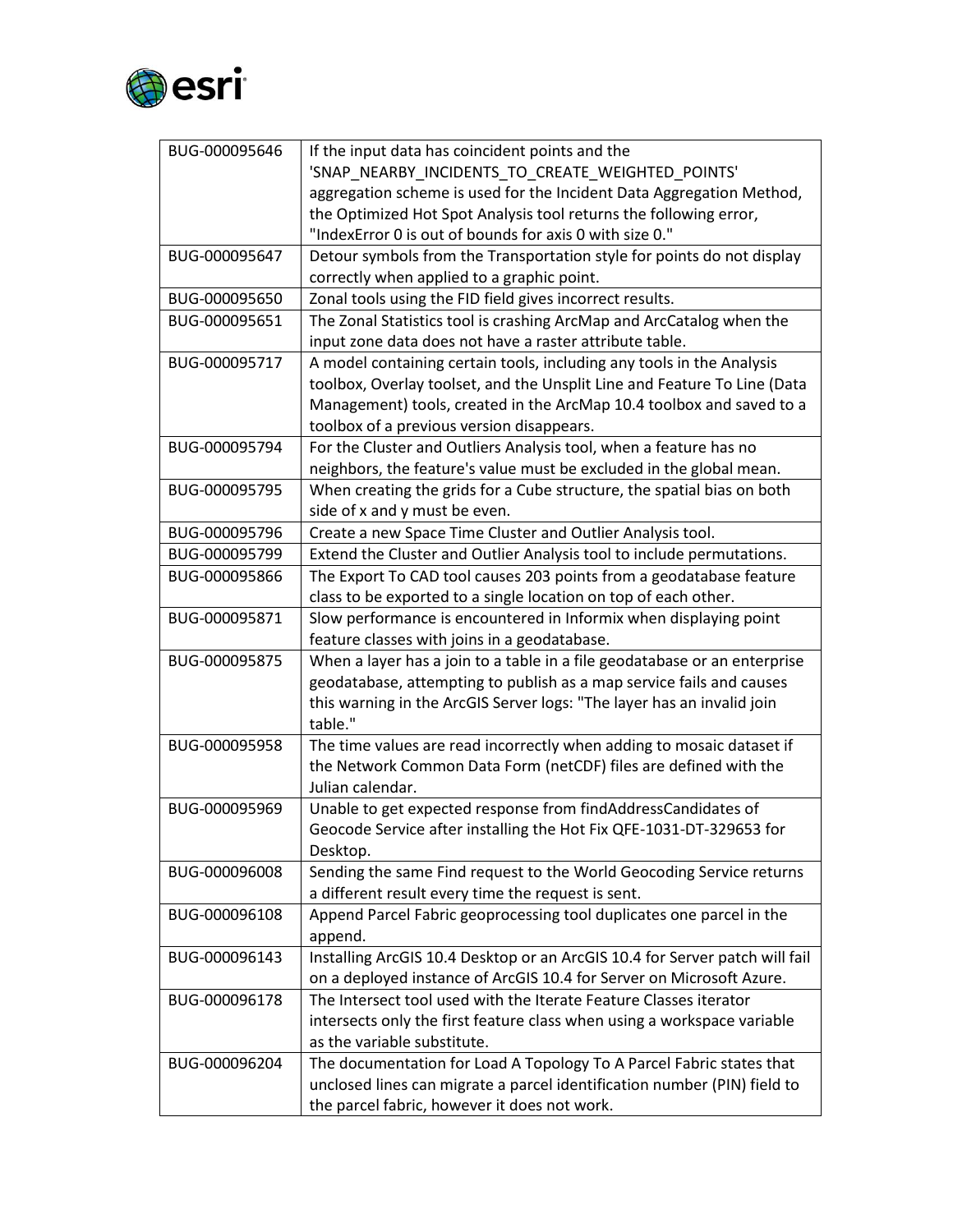| | |
|---|---|
| BUG-000095646 | If the input data has coincident points and the 'SNAP_NEARBY_INCIDENTS_TO_CREATE_WEIGHTED_POINTS' aggregation scheme is used for the Incident Data Aggregation Method, the Optimized Hot Spot Analysis tool returns the following error, "IndexError 0 is out of bounds for axis 0 with size 0." |
| BUG-000095647 | Detour symbols from the Transportation style for points do not display correctly when applied to a graphic point. |
| BUG-000095650 | Zonal tools using the FID field gives incorrect results. |
| BUG-000095651 | The Zonal Statistics tool is crashing ArcMap and ArcCatalog when the input zone data does not have a raster attribute table. |
| BUG-000095717 | A model containing certain tools, including any tools in the Analysis toolbox, Overlay toolset, and the Unsplit Line and Feature To Line (Data Management) tools, created in the ArcMap 10.4 toolbox and saved to a toolbox of a previous version disappears. |
| BUG-000095794 | For the Cluster and Outliers Analysis tool, when a feature has no neighbors, the feature's value must be excluded in the global mean. |
| BUG-000095795 | When creating the grids for a Cube structure, the spatial bias on both side of x and y must be even. |
| BUG-000095796 | Create a new Space Time Cluster and Outlier Analysis tool. |
| BUG-000095799 | Extend the Cluster and Outlier Analysis tool to include permutations. |
| BUG-000095866 | The Export To CAD tool causes 203 points from a geodatabase feature class to be exported to a single location on top of each other. |
| BUG-000095871 | Slow performance is encountered in Informix when displaying point feature classes with joins in a geodatabase. |
| BUG-000095875 | When a layer has a join to a table in a file geodatabase or an enterprise geodatabase, attempting to publish as a map service fails and causes this warning in the ArcGIS Server logs: "The layer has an invalid join table." |
| BUG-000095958 | The time values are read incorrectly when adding to mosaic dataset if the Network Common Data Form (netCDF) files are defined with the Julian calendar. |
| BUG-000095969 | Unable to get expected response from findAddressCandidates of Geocode Service after installing the Hot Fix QFE-1031-DT-329653 for Desktop. |
| BUG-000096008 | Sending the same Find request to the World Geocoding Service returns a different result every time the request is sent. |
| BUG-000096108 | Append Parcel Fabric geoprocessing tool duplicates one parcel in the append. |
| BUG-000096143 | Installing ArcGIS 10.4 Desktop or an ArcGIS 10.4 for Server patch will fail on a deployed instance of ArcGIS 10.4 for Server on Microsoft Azure. |
| BUG-000096178 | The Intersect tool used with the Iterate Feature Classes iterator intersects only the first feature class when using a workspace variable as the variable substitute. |
| BUG-000096204 | The documentation for Load A Topology To A Parcel Fabric states that unclosed lines can migrate a parcel identification number (PIN) field to the parcel fabric, however it does not work. |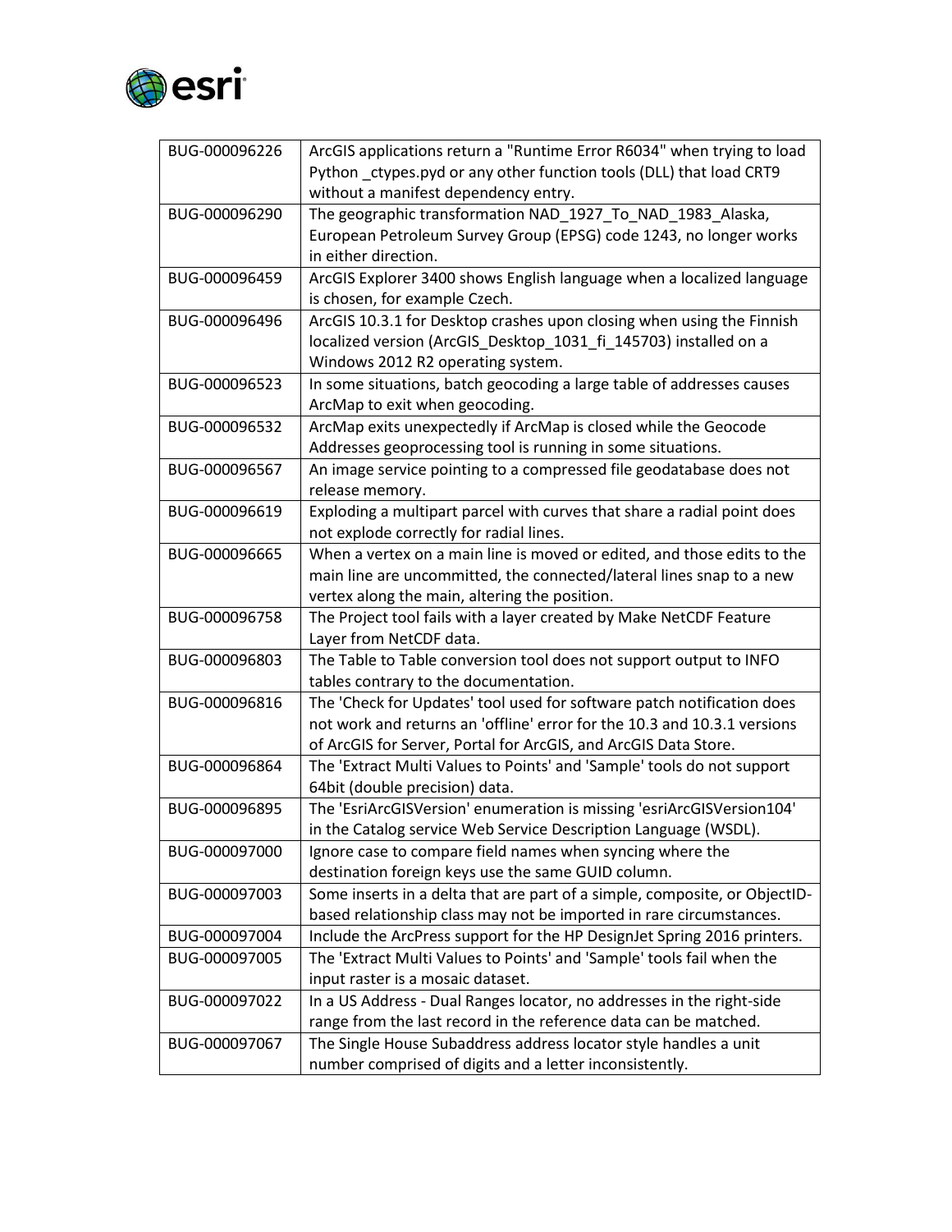| | |
|---|---|
| BUG-000096226 | ArcGIS applications return a "Runtime Error R6034" when trying to load Python _ctypes.pyd or any other function tools (DLL) that load CRT9 without a manifest dependency entry. |
| BUG-000096290 | The geographic transformation NAD_1927_To_NAD_1983_Alaska, European Petroleum Survey Group (EPSG) code 1243, no longer works in either direction. |
| BUG-000096459 | ArcGIS Explorer 3400 shows English language when a localized language is chosen, for example Czech. |
| BUG-000096496 | ArcGIS 10.3.1 for Desktop crashes upon closing when using the Finnish localized version (ArcGIS_Desktop_1031_fi_145703) installed on a Windows 2012 R2 operating system. |
| BUG-000096523 | In some situations, batch geocoding a large table of addresses causes ArcMap to exit when geocoding. |
| BUG-000096532 | ArcMap exits unexpectedly if ArcMap is closed while the Geocode Addresses geoprocessing tool is running in some situations. |
| BUG-000096567 | An image service pointing to a compressed file geodatabase does not release memory. |
| BUG-000096619 | Exploding a multipart parcel with curves that share a radial point does not explode correctly for radial lines. |
| BUG-000096665 | When a vertex on a main line is moved or edited, and those edits to the main line are uncommitted, the connected/lateral lines snap to a new vertex along the main, altering the position. |
| BUG-000096758 | The Project tool fails with a layer created by Make NetCDF Feature Layer from NetCDF data. |
| BUG-000096803 | The Table to Table conversion tool does not support output to INFO tables contrary to the documentation. |
| BUG-000096816 | The 'Check for Updates' tool used for software patch notification does not work and returns an 'offline' error for the 10.3 and 10.3.1 versions of ArcGIS for Server, Portal for ArcGIS, and ArcGIS Data Store. |
| BUG-000096864 | The 'Extract Multi Values to Points' and 'Sample' tools do not support 64bit (double precision) data. |
| BUG-000096895 | The 'EsriArcGISVersion' enumeration is missing 'esriArcGISVersion104' in the Catalog service Web Service Description Language (WSDL). |
| BUG-000097000 | Ignore case to compare field names when syncing where the destination foreign keys use the same GUID column. |
| BUG-000097003 | Some inserts in a delta that are part of a simple, composite, or ObjectID-based relationship class may not be imported in rare circumstances. |
| BUG-000097004 | Include the ArcPress support for the HP DesignJet Spring 2016 printers. |
| BUG-000097005 | The 'Extract Multi Values to Points' and 'Sample' tools fail when the input raster is a mosaic dataset. |
| BUG-000097022 | In a US Address - Dual Ranges locator, no addresses in the right-side range from the last record in the reference data can be matched. |
| BUG-000097067 | The Single House Subaddress address locator style handles a unit number comprised of digits and a letter inconsistently. |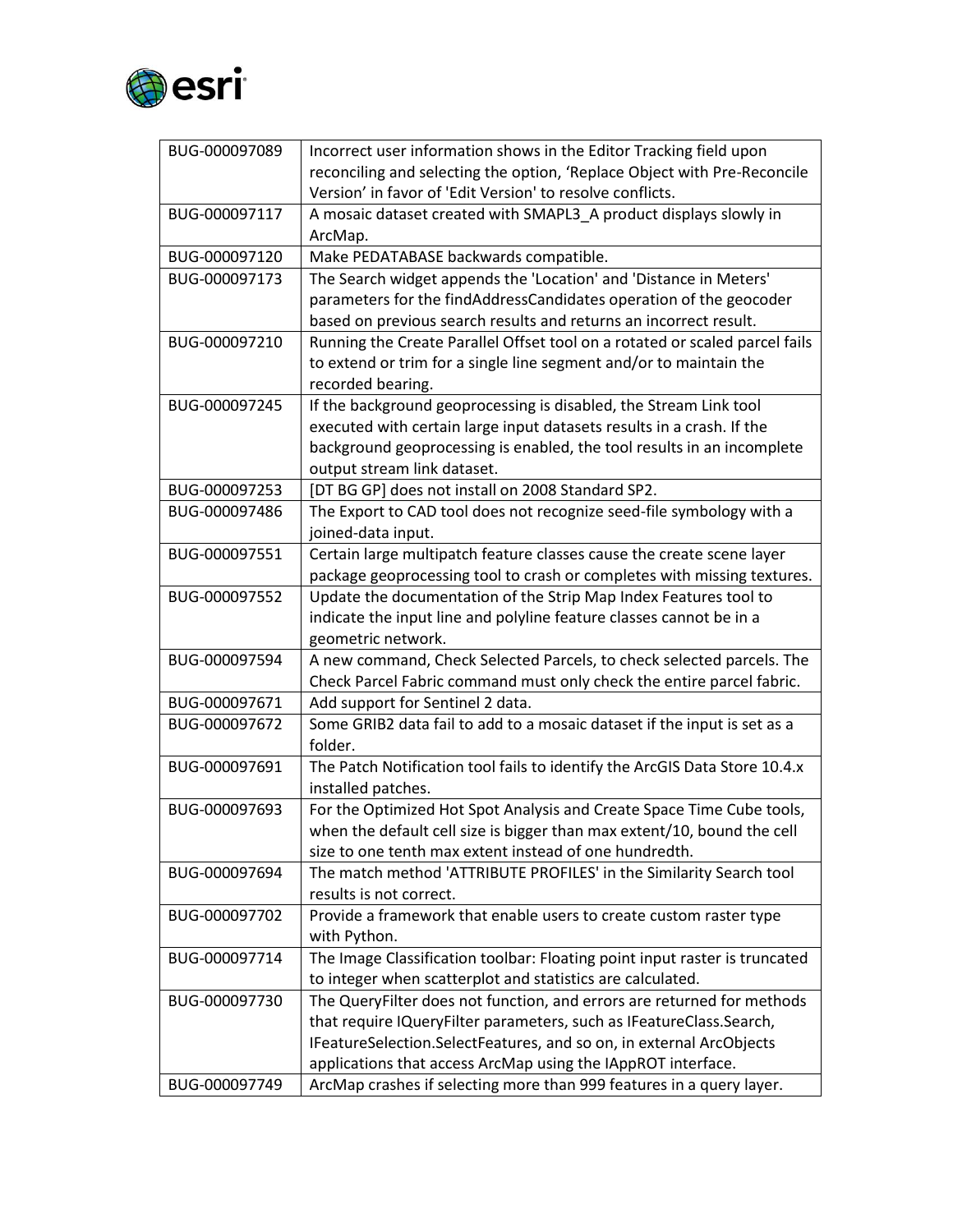| BUG-000097089 | Incorrect user information shows in the Editor Tracking field upon reconciling and selecting the option, 'Replace Object with Pre-Reconcile Version' in favor of 'Edit Version' to resolve conflicts. |
|---|---|
| BUG-000097117 | A mosaic dataset created with SMAPL3_A product displays slowly in ArcMap. |
| BUG-000097120 | Make PEDATABASE backwards compatible. |
| BUG-000097173 | The Search widget appends the 'Location' and 'Distance in Meters' parameters for the findAddressCandidates operation of the geocoder based on previous search results and returns an incorrect result. |
| BUG-000097210 | Running the Create Parallel Offset tool on a rotated or scaled parcel fails to extend or trim for a single line segment and/or to maintain the recorded bearing. |
| BUG-000097245 | If the background geoprocessing is disabled, the Stream Link tool executed with certain large input datasets results in a crash. If the background geoprocessing is enabled, the tool results in an incomplete output stream link dataset. |
| BUG-000097253 | [DT BG GP] does not install on 2008 Standard SP2. |
| BUG-000097486 | The Export to CAD tool does not recognize seed-file symbology with a joined-data input. |
| BUG-000097551 | Certain large multipatch feature classes cause the create scene layer package geoprocessing tool to crash or completes with missing textures. |
| BUG-000097552 | Update the documentation of the Strip Map Index Features tool to indicate the input line and polyline feature classes cannot be in a geometric network. |
| BUG-000097594 | A new command, Check Selected Parcels, to check selected parcels. The Check Parcel Fabric command must only check the entire parcel fabric. |
| BUG-000097671 | Add support for Sentinel 2 data. |
| BUG-000097672 | Some GRIB2 data fail to add to a mosaic dataset if the input is set as a folder. |
| BUG-000097691 | The Patch Notification tool fails to identify the ArcGIS Data Store 10.4.x installed patches. |
| BUG-000097693 | For the Optimized Hot Spot Analysis and Create Space Time Cube tools, when the default cell size is bigger than max extent/10, bound the cell size to one tenth max extent instead of one hundredth. |
| BUG-000097694 | The match method 'ATTRIBUTE PROFILES' in the Similarity Search tool results is not correct. |
| BUG-000097702 | Provide a framework that enable users to create custom raster type with Python. |
| BUG-000097714 | The Image Classification toolbar: Floating point input raster is truncated to integer when scatterplot and statistics are calculated. |
| BUG-000097730 | The QueryFilter does not function, and errors are returned for methods that require IQueryFilter parameters, such as IFeatureClass.Search, IFeatureSelection.SelectFeatures, and so on, in external ArcObjects applications that access ArcMap using the IAppROT interface. |
| BUG-000097749 | ArcMap crashes if selecting more than 999 features in a query layer. |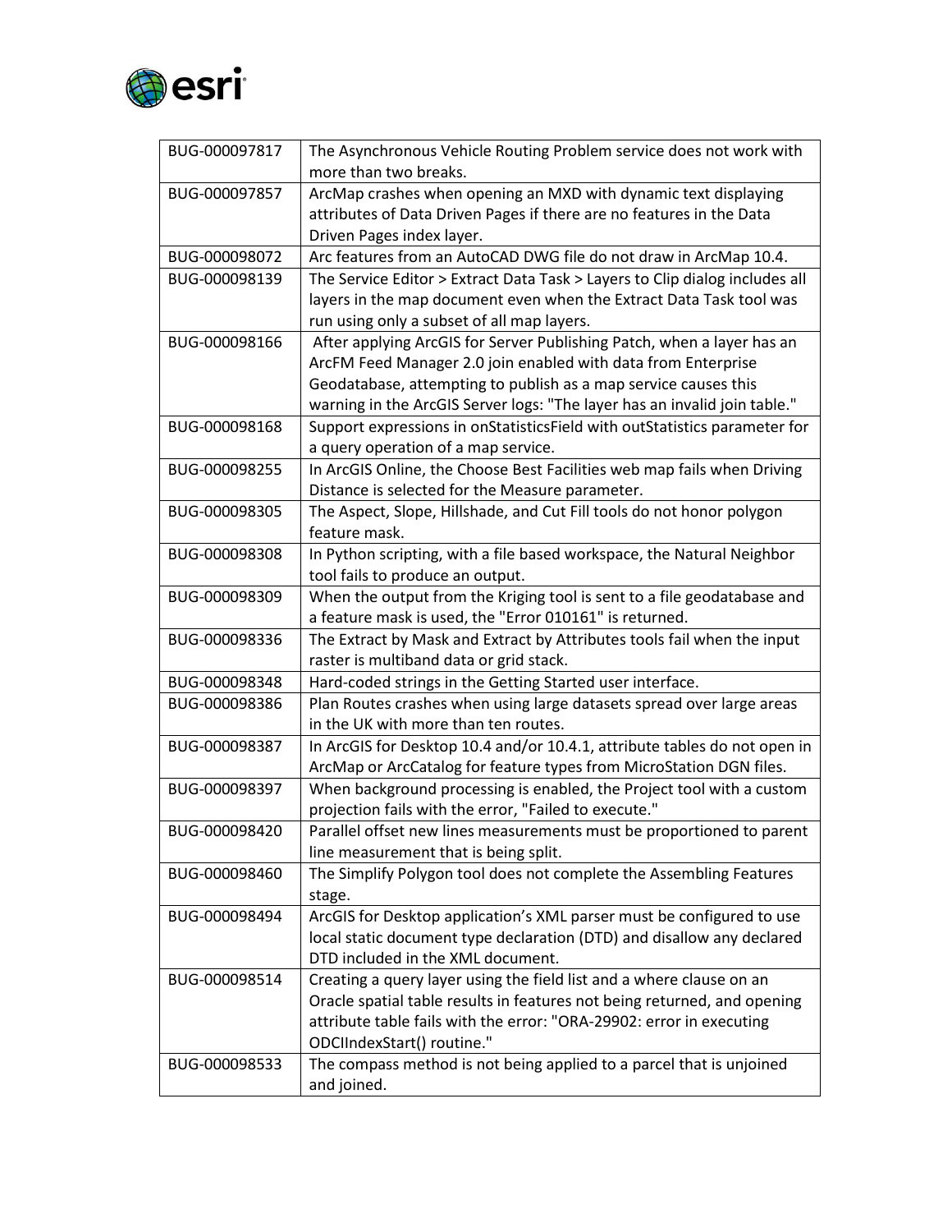| BUG-000097817 | The Asynchronous Vehicle Routing Problem service does not work with more than two breaks. |
|---|---|
| BUG-000097857 | ArcMap crashes when opening an MXD with dynamic text displaying attributes of Data Driven Pages if there are no features in the Data Driven Pages index layer. |
| BUG-000098072 | Arc features from an AutoCAD DWG file do not draw in ArcMap 10.4. |
| BUG-000098139 | The Service Editor > Extract Data Task > Layers to Clip dialog includes all layers in the map document even when the Extract Data Task tool was run using only a subset of all map layers. |
| BUG-000098166 | After applying ArcGIS for Server Publishing Patch, when a layer has an ArcFM Feed Manager 2.0 join enabled with data from Enterprise Geodatabase, attempting to publish as a map service causes this warning in the ArcGIS Server logs: "The layer has an invalid join table." |
| BUG-000098168 | Support expressions in onStatisticsField with outStatistics parameter for a query operation of a map service. |
| BUG-000098255 | In ArcGIS Online, the Choose Best Facilities web map fails when Driving Distance is selected for the Measure parameter. |
| BUG-000098305 | The Aspect, Slope, Hillshade, and Cut Fill tools do not honor polygon feature mask. |
| BUG-000098308 | In Python scripting, with a file based workspace, the Natural Neighbor tool fails to produce an output. |
| BUG-000098309 | When the output from the Kriging tool is sent to a file geodatabase and a feature mask is used, the "Error 010161" is returned. |
| BUG-000098336 | The Extract by Mask and Extract by Attributes tools fail when the input raster is multiband data or grid stack. |
| BUG-000098348 | Hard-coded strings in the Getting Started user interface. |
| BUG-000098386 | Plan Routes crashes when using large datasets spread over large areas in the UK with more than ten routes. |
| BUG-000098387 | In ArcGIS for Desktop 10.4 and/or 10.4.1, attribute tables do not open in ArcMap or ArcCatalog for feature types from MicroStation DGN files. |
| BUG-000098397 | When background processing is enabled, the Project tool with a custom projection fails with the error, "Failed to execute." |
| BUG-000098420 | Parallel offset new lines measurements must be proportioned to parent line measurement that is being split. |
| BUG-000098460 | The Simplify Polygon tool does not complete the Assembling Features stage. |
| BUG-000098494 | ArcGIS for Desktop application's XML parser must be configured to use local static document type declaration (DTD) and disallow any declared DTD included in the XML document. |
| BUG-000098514 | Creating a query layer using the field list and a where clause on an Oracle spatial table results in features not being returned, and opening attribute table fails with the error: "ORA-29902: error in executing ODCIIndexStart() routine." |
| BUG-000098533 | The compass method is not being applied to a parcel that is unjoined and joined. |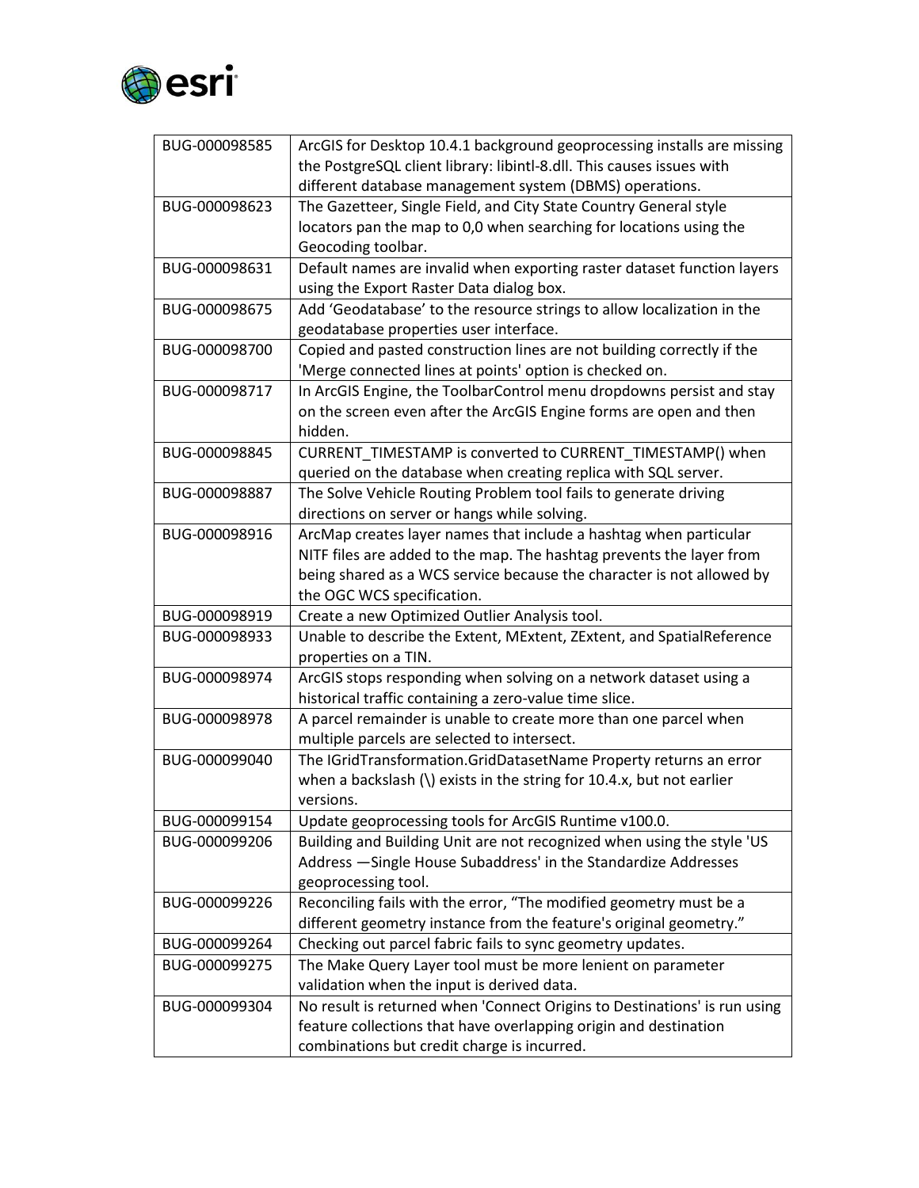| | |
|---|---|
| BUG-000098585 | ArcGIS for Desktop 10.4.1 background geoprocessing installs are missing the PostgreSQL client library: libintl-8.dll. This causes issues with different database management system (DBMS) operations. |
| BUG-000098623 | The Gazetteer, Single Field, and City State Country General style locators pan the map to 0,0 when searching for locations using the Geocoding toolbar. |
| BUG-000098631 | Default names are invalid when exporting raster dataset function layers using the Export Raster Data dialog box. |
| BUG-000098675 | Add 'Geodatabase' to the resource strings to allow localization in the geodatabase properties user interface. |
| BUG-000098700 | Copied and pasted construction lines are not building correctly if the 'Merge connected lines at points' option is checked on. |
| BUG-000098717 | In ArcGIS Engine, the ToolbarControl menu dropdowns persist and stay on the screen even after the ArcGIS Engine forms are open and then hidden. |
| BUG-000098845 | CURRENT_TIMESTAMP is converted to CURRENT_TIMESTAMP() when queried on the database when creating replica with SQL server. |
| BUG-000098887 | The Solve Vehicle Routing Problem tool fails to generate driving directions on server or hangs while solving. |
| BUG-000098916 | ArcMap creates layer names that include a hashtag when particular NITF files are added to the map. The hashtag prevents the layer from being shared as a WCS service because the character is not allowed by the OGC WCS specification. |
| BUG-000098919 | Create a new Optimized Outlier Analysis tool. |
| BUG-000098933 | Unable to describe the Extent, MExtent, ZExtent, and SpatialReference properties on a TIN. |
| BUG-000098974 | ArcGIS stops responding when solving on a network dataset using a historical traffic containing a zero-value time slice. |
| BUG-000098978 | A parcel remainder is unable to create more than one parcel when multiple parcels are selected to intersect. |
| BUG-000099040 | The IGridTransformation.GridDatasetName Property returns an error when a backslash (\) exists in the string for 10.4.x, but not earlier versions. |
| BUG-000099154 | Update geoprocessing tools for ArcGIS Runtime v100.0. |
| BUG-000099206 | Building and Building Unit are not recognized when using the style 'US Address —Single House Subaddress' in the Standardize Addresses geoprocessing tool. |
| BUG-000099226 | Reconciling fails with the error, "The modified geometry must be a different geometry instance from the feature's original geometry." |
| BUG-000099264 | Checking out parcel fabric fails to sync geometry updates. |
| BUG-000099275 | The Make Query Layer tool must be more lenient on parameter validation when the input is derived data. |
| BUG-000099304 | No result is returned when 'Connect Origins to Destinations' is run using feature collections that have overlapping origin and destination combinations but credit charge is incurred. |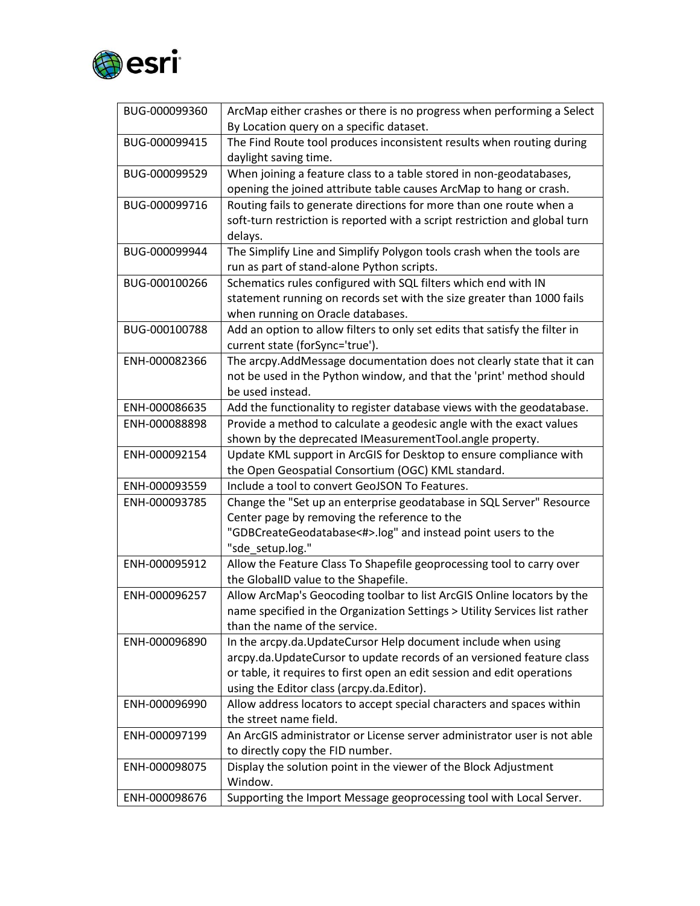| | |
|---|---|
| BUG-000099360 | ArcMap either crashes or there is no progress when performing a Select By Location query on a specific dataset. |
| BUG-000099415 | The Find Route tool produces inconsistent results when routing during daylight saving time. |
| BUG-000099529 | When joining a feature class to a table stored in non-geodatabases, opening the joined attribute table causes ArcMap to hang or crash. |
| BUG-000099716 | Routing fails to generate directions for more than one route when a soft-turn restriction is reported with a script restriction and global turn delays. |
| BUG-000099944 | The Simplify Line and Simplify Polygon tools crash when the tools are run as part of stand-alone Python scripts. |
| BUG-000100266 | Schematics rules configured with SQL filters which end with IN statement running on records set with the size greater than 1000 fails when running on Oracle databases. |
| BUG-000100788 | Add an option to allow filters to only set edits that satisfy the filter in current state (forSync='true'). |
| ENH-000082366 | The arcpy.AddMessage documentation does not clearly state that it can not be used in the Python window, and that the 'print' method should be used instead. |
| ENH-000086635 | Add the functionality to register database views with the geodatabase. |
| ENH-000088898 | Provide a method to calculate a geodesic angle with the exact values shown by the deprecated IMeasurementTool.angle property. |
| ENH-000092154 | Update KML support in ArcGIS for Desktop to ensure compliance with the Open Geospatial Consortium (OGC) KML standard. |
| ENH-000093559 | Include a tool to convert GeoJSON To Features. |
| ENH-000093785 | Change the "Set up an enterprise geodatabase in SQL Server" Resource Center page by removing the reference to the "GDBCreateGeodatabase<#>.log" and instead point users to the "sde_setup.log." |
| ENH-000095912 | Allow the Feature Class To Shapefile geoprocessing tool to carry over the GlobalID value to the Shapefile. |
| ENH-000096257 | Allow ArcMap's Geocoding toolbar to list ArcGIS Online locators by the name specified in the Organization Settings > Utility Services list rather than the name of the service. |
| ENH-000096890 | In the arcpy.da.UpdateCursor Help document include when using arcpy.da.UpdateCursor to update records of an versioned feature class or table, it requires to first open an edit session and edit operations using the Editor class (arcpy.da.Editor). |
| ENH-000096990 | Allow address locators to accept special characters and spaces within the street name field. |
| ENH-000097199 | An ArcGIS administrator or License server administrator user is not able to directly copy the FID number. |
| ENH-000098075 | Display the solution point in the viewer of the Block Adjustment Window. |
| ENH-000098676 | Supporting the Import Message geoprocessing tool with Local Server. |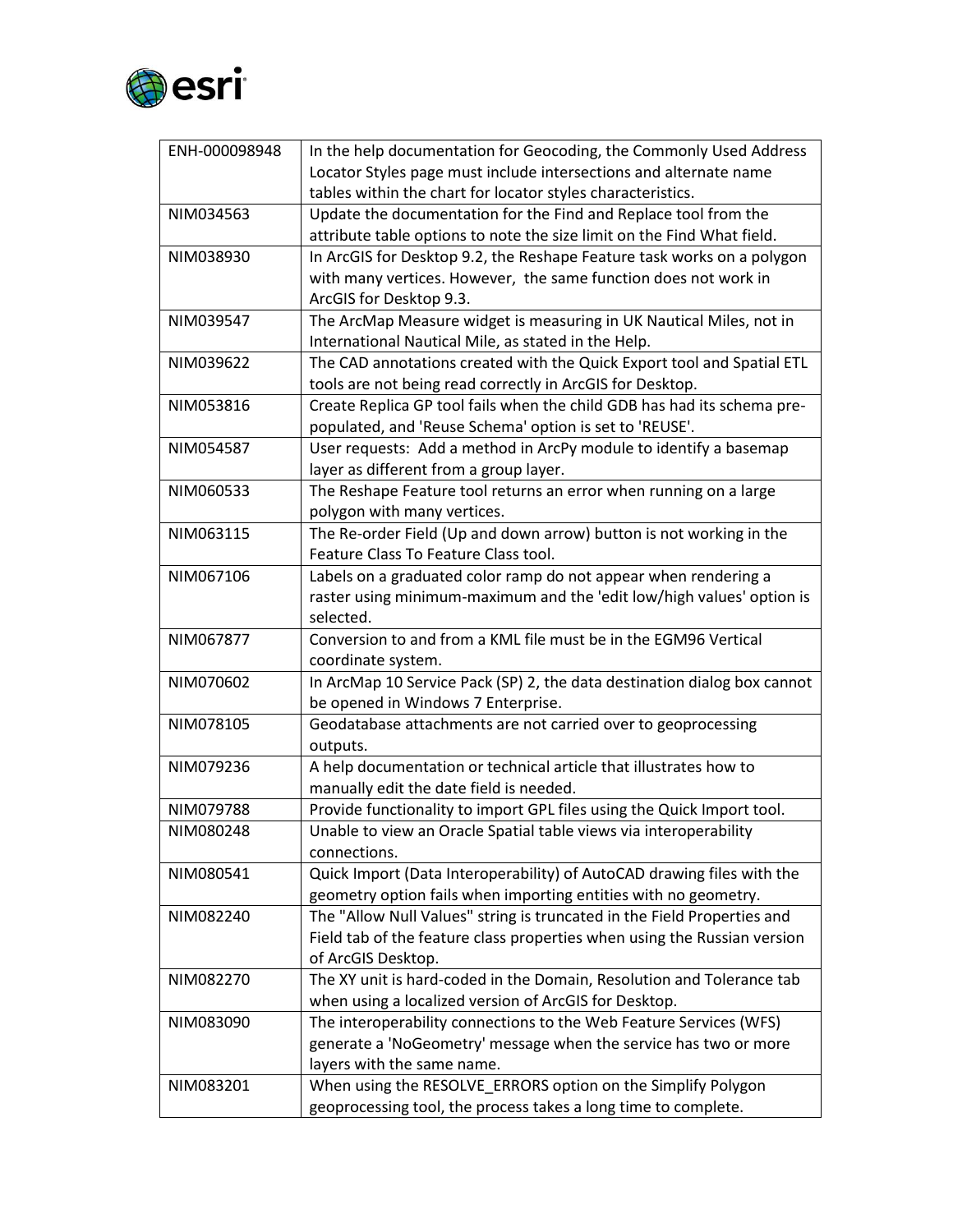| | |
|---|---|
| ENH-000098948 | In the help documentation for Geocoding, the Commonly Used Address Locator Styles page must include intersections and alternate name tables within the chart for locator styles characteristics. |
| NIM034563 | Update the documentation for the Find and Replace tool from the attribute table options to note the size limit on the Find What field. |
| NIM038930 | In ArcGIS for Desktop 9.2, the Reshape Feature task works on a polygon with many vertices. However, the same function does not work in ArcGIS for Desktop 9.3. |
| NIM039547 | The ArcMap Measure widget is measuring in UK Nautical Miles, not in International Nautical Mile, as stated in the Help. |
| NIM039622 | The CAD annotations created with the Quick Export tool and Spatial ETL tools are not being read correctly in ArcGIS for Desktop. |
| NIM053816 | Create Replica GP tool fails when the child GDB has had its schema pre-populated, and 'Reuse Schema' option is set to 'REUSE'. |
| NIM054587 | User requests: Add a method in ArcPy module to identify a basemap layer as different from a group layer. |
| NIM060533 | The Reshape Feature tool returns an error when running on a large polygon with many vertices. |
| NIM063115 | The Re-order Field (Up and down arrow) button is not working in the Feature Class To Feature Class tool. |
| NIM067106 | Labels on a graduated color ramp do not appear when rendering a raster using minimum-maximum and the 'edit low/high values' option is selected. |
| NIM067877 | Conversion to and from a KML file must be in the EGM96 Vertical coordinate system. |
| NIM070602 | In ArcMap 10 Service Pack (SP) 2, the data destination dialog box cannot be opened in Windows 7 Enterprise. |
| NIM078105 | Geodatabase attachments are not carried over to geoprocessing outputs. |
| NIM079236 | A help documentation or technical article that illustrates how to manually edit the date field is needed. |
| NIM079788 | Provide functionality to import GPL files using the Quick Import tool. |
| NIM080248 | Unable to view an Oracle Spatial table views via interoperability connections. |
| NIM080541 | Quick Import (Data Interoperability) of AutoCAD drawing files with the geometry option fails when importing entities with no geometry. |
| NIM082240 | The "Allow Null Values" string is truncated in the Field Properties and Field tab of the feature class properties when using the Russian version of ArcGIS Desktop. |
| NIM082270 | The XY unit is hard-coded in the Domain, Resolution and Tolerance tab when using a localized version of ArcGIS for Desktop. |
| NIM083090 | The interoperability connections to the Web Feature Services (WFS) generate a 'NoGeometry' message when the service has two or more layers with the same name. |
| NIM083201 | When using the RESOLVE_ERRORS option on the Simplify Polygon geoprocessing tool, the process takes a long time to complete. |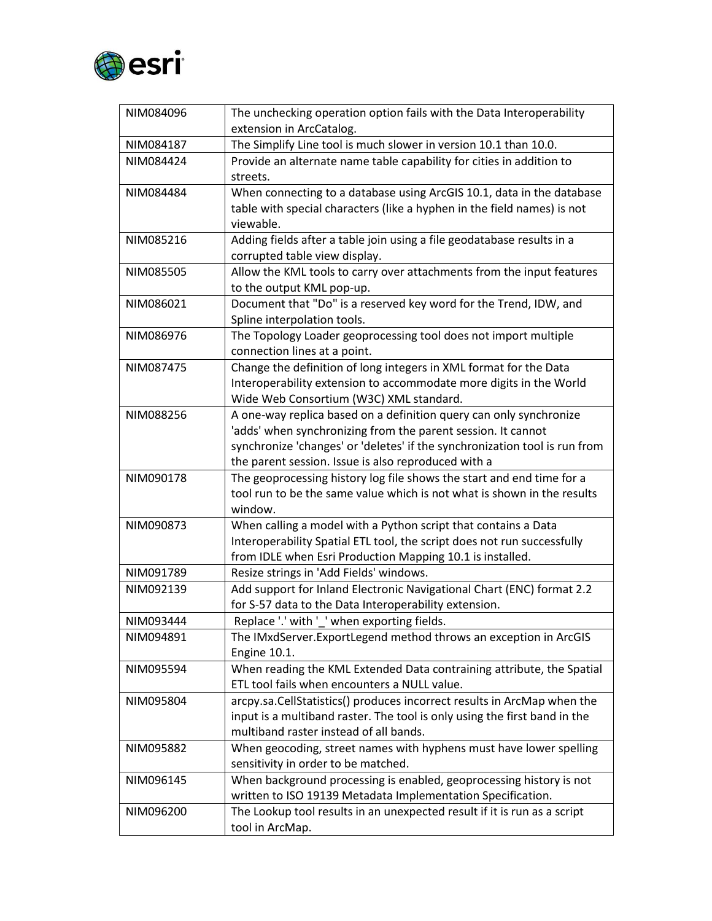| NIM084096 | The unchecking operation option fails with the Data Interoperability extension in ArcCatalog. |
|---|---|
| NIM084187 | The Simplify Line tool is much slower in version 10.1 than 10.0. |
| NIM084424 | Provide an alternate name table capability for cities in addition to streets. |
| NIM084484 | When connecting to a database using ArcGIS 10.1, data in the database table with special characters (like a hyphen in the field names) is not viewable. |
| NIM085216 | Adding fields after a table join using a file geodatabase results in a corrupted table view display. |
| NIM085505 | Allow the KML tools to carry over attachments from the input features to the output KML pop-up. |
| NIM086021 | Document that "Do" is a reserved key word for the Trend, IDW, and Spline interpolation tools. |
| NIM086976 | The Topology Loader geoprocessing tool does not import multiple connection lines at a point. |
| NIM087475 | Change the definition of long integers in XML format for the Data Interoperability extension to accommodate more digits in the World Wide Web Consortium (W3C) XML standard. |
| NIM088256 | A one-way replica based on a definition query can only synchronize 'adds' when synchronizing from the parent session. It cannot synchronize 'changes' or 'deletes' if the synchronization tool is run from the parent session. Issue is also reproduced with a |
| NIM090178 | The geoprocessing history log file shows the start and end time for a tool run to be the same value which is not what is shown in the results window. |
| NIM090873 | When calling a model with a Python script that contains a Data Interoperability Spatial ETL tool, the script does not run successfully from IDLE when Esri Production Mapping 10.1 is installed. |
| NIM091789 | Resize strings in 'Add Fields' windows. |
| NIM092139 | Add support for Inland Electronic Navigational Chart (ENC) format 2.2 for S-57 data to the Data Interoperability extension. |
| NIM093444 | Replace '.' with '_' when exporting fields. |
| NIM094891 | The IMxdServer.ExportLegend method throws an exception in ArcGIS Engine 10.1. |
| NIM095594 | When reading the KML Extended Data contraining attribute, the Spatial ETL tool fails when encounters a NULL value. |
| NIM095804 | arcpy.sa.CellStatistics() produces incorrect results in ArcMap when the input is a multiband raster. The tool is only using the first band in the multiband raster instead of all bands. |
| NIM095882 | When geocoding, street names with hyphens must have lower spelling sensitivity in order to be matched. |
| NIM096145 | When background processing is enabled, geoprocessing history is not written to ISO 19139 Metadata Implementation Specification. |
| NIM096200 | The Lookup tool results in an unexpected result if it is run as a script tool in ArcMap. |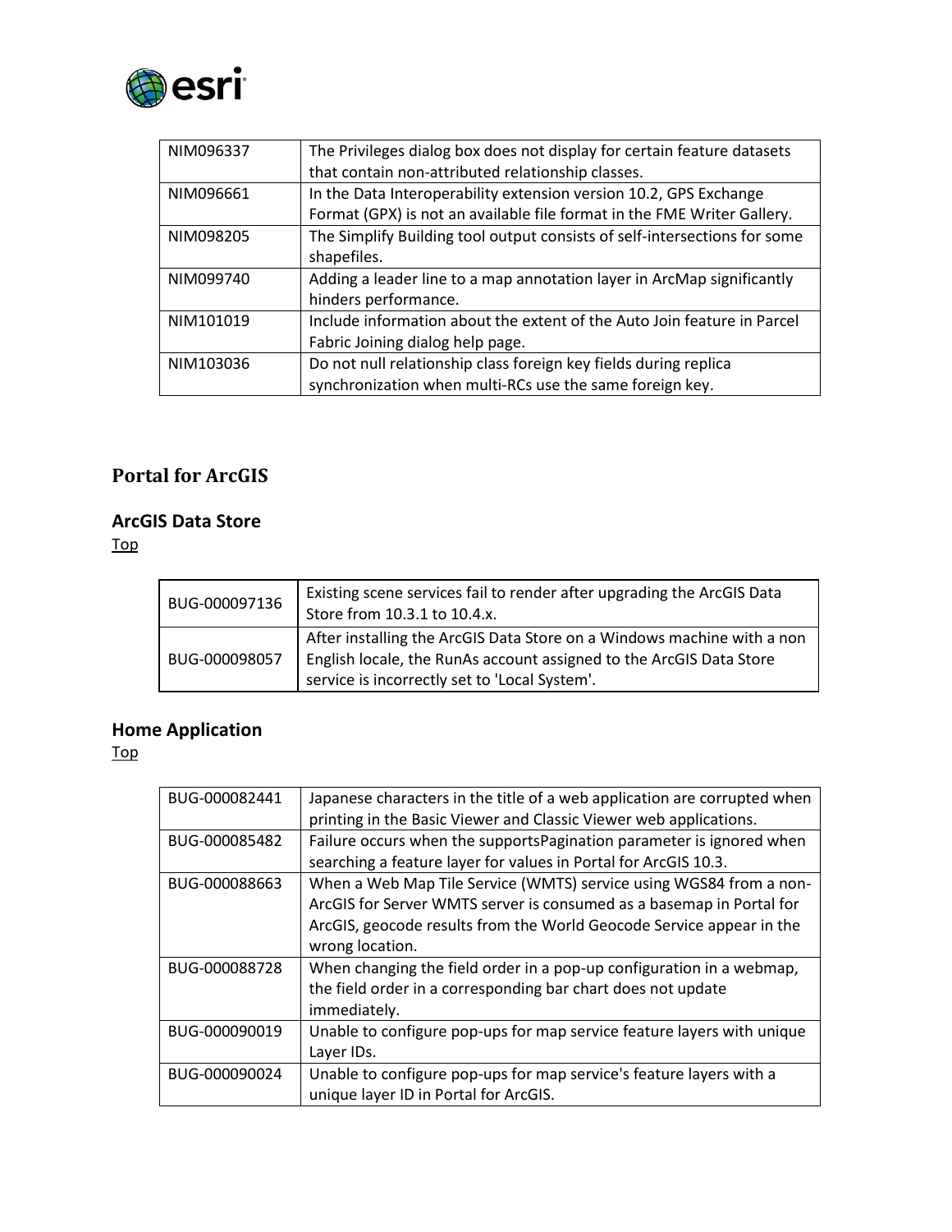| NIM096337 | The Privileges dialog box does not display for certain feature datasets that contain non-attributed relationship classes. |
|---|---|
| NIM096661 | In the Data Interoperability extension version 10.2, GPS Exchange Format (GPX) is not an available file format in the FME Writer Gallery. |
| NIM098205 | The Simplify Building tool output consists of self-intersections for some shapefiles. |
| NIM099740 | Adding a leader line to a map annotation layer in ArcMap significantly hinders performance. |
| NIM101019 | Include information about the extent of the Auto Join feature in Parcel Fabric Joining dialog help page. |
| NIM103036 | Do not null relationship class foreign key fields during replica synchronization when multi-RCs use the same foreign key. |

# Portal for ArcGIS

## ArcGIS Data Store

Top

| BUG-000097136 | Existing scene services fail to render after upgrading the ArcGIS Data Store from 10.3.1 to 10.4.x. |
|---|---|
| BUG-000098057 | After installing the ArcGIS Data Store on a Windows machine with a non English locale, the RunAs account assigned to the ArcGIS Data Store service is incorrectly set to 'Local System'. |

## Home Application

Top

| BUG-000082441 | Japanese characters in the title of a web application are corrupted when printing in the Basic Viewer and Classic Viewer web applications. |
|---|---|
| BUG-000085482 | Failure occurs when the supportsPagination parameter is ignored when searching a feature layer for values in Portal for ArcGIS 10.3. |
| BUG-000088663 | When a Web Map Tile Service (WMTS) service using WGS84 from a non-ArcGIS for Server WMTS server is consumed as a basemap in Portal for ArcGIS, geocode results from the World Geocode Service appear in the wrong location. |
| BUG-000088728 | When changing the field order in a pop-up configuration in a webmap, the field order in a corresponding bar chart does not update immediately. |
| BUG-000090019 | Unable to configure pop-ups for map service feature layers with unique Layer IDs. |
| BUG-000090024 | Unable to configure pop-ups for map service's feature layers with a unique layer ID in Portal for ArcGIS. |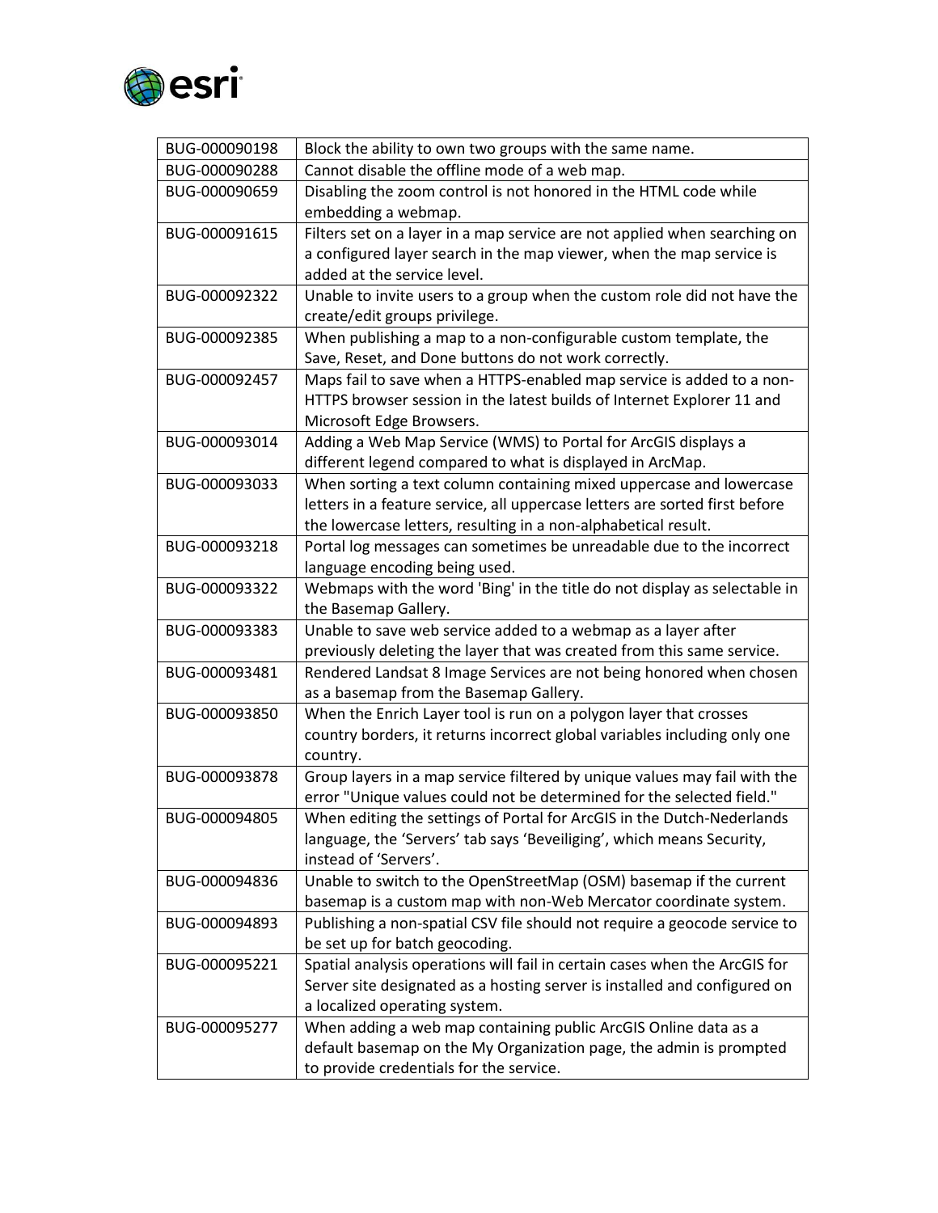| BUG-000090198 | Block the ability to own two groups with the same name. |
|---|---|
| BUG-000090288 | Cannot disable the offline mode of a web map. |
| BUG-000090659 | Disabling the zoom control is not honored in the HTML code while embedding a webmap. |
| BUG-000091615 | Filters set on a layer in a map service are not applied when searching on a configured layer search in the map viewer, when the map service is added at the service level. |
| BUG-000092322 | Unable to invite users to a group when the custom role did not have the create/edit groups privilege. |
| BUG-000092385 | When publishing a map to a non-configurable custom template, the Save, Reset, and Done buttons do not work correctly. |
| BUG-000092457 | Maps fail to save when a HTTPS-enabled map service is added to a non-HTTPS browser session in the latest builds of Internet Explorer 11 and Microsoft Edge Browsers. |
| BUG-000093014 | Adding a Web Map Service (WMS) to Portal for ArcGIS displays a different legend compared to what is displayed in ArcMap. |
| BUG-000093033 | When sorting a text column containing mixed uppercase and lowercase letters in a feature service, all uppercase letters are sorted first before the lowercase letters, resulting in a non-alphabetical result. |
| BUG-000093218 | Portal log messages can sometimes be unreadable due to the incorrect language encoding being used. |
| BUG-000093322 | Webmaps with the word 'Bing' in the title do not display as selectable in the Basemap Gallery. |
| BUG-000093383 | Unable to save web service added to a webmap as a layer after previously deleting the layer that was created from this same service. |
| BUG-000093481 | Rendered Landsat 8 Image Services are not being honored when chosen as a basemap from the Basemap Gallery. |
| BUG-000093850 | When the Enrich Layer tool is run on a polygon layer that crosses country borders, it returns incorrect global variables including only one country. |
| BUG-000093878 | Group layers in a map service filtered by unique values may fail with the error "Unique values could not be determined for the selected field." |
| BUG-000094805 | When editing the settings of Portal for ArcGIS in the Dutch-Nederlands language, the 'Servers' tab says 'Beveiliging', which means Security, instead of 'Servers'. |
| BUG-000094836 | Unable to switch to the OpenStreetMap (OSM) basemap if the current basemap is a custom map with non-Web Mercator coordinate system. |
| BUG-000094893 | Publishing a non-spatial CSV file should not require a geocode service to be set up for batch geocoding. |
| BUG-000095221 | Spatial analysis operations will fail in certain cases when the ArcGIS for Server site designated as a hosting server is installed and configured on a localized operating system. |
| BUG-000095277 | When adding a web map containing public ArcGIS Online data as a default basemap on the My Organization page, the admin is prompted to provide credentials for the service. |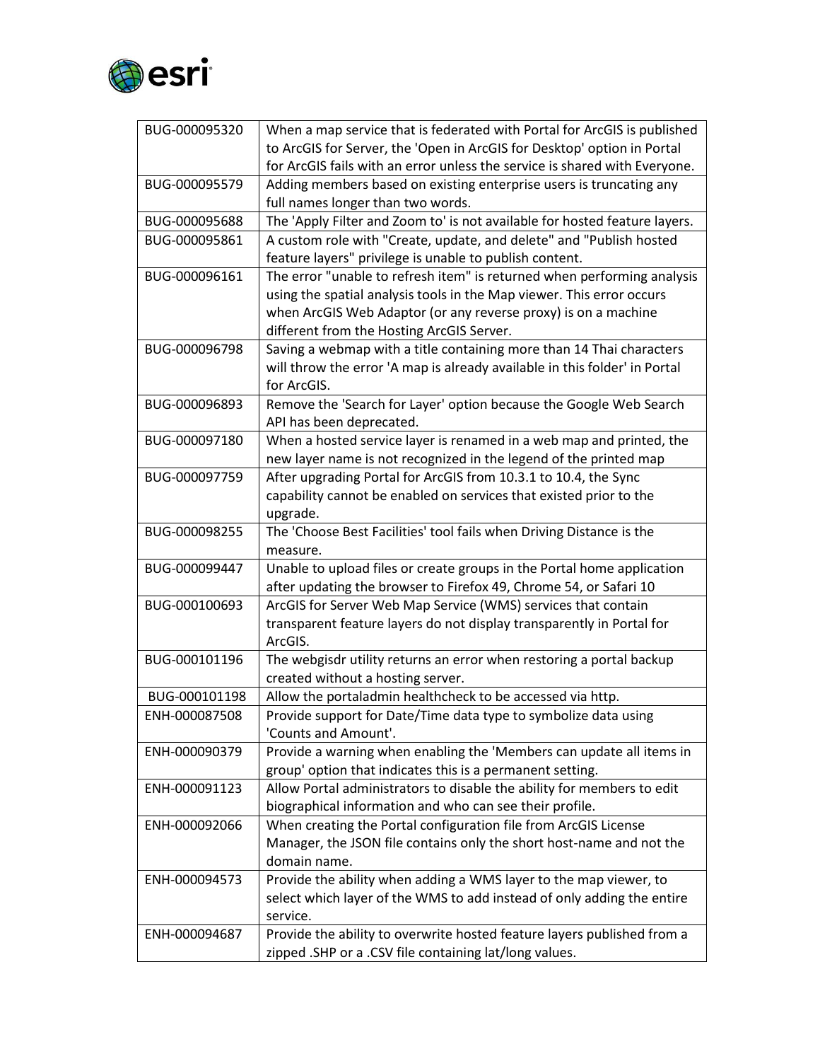| BUG-000095320 | When a map service that is federated with Portal for ArcGIS is published to ArcGIS for Server, the 'Open in ArcGIS for Desktop' option in Portal for ArcGIS fails with an error unless the service is shared with Everyone. |
|---|---|
| BUG-000095579 | Adding members based on existing enterprise users is truncating any full names longer than two words. |
| BUG-000095688 | The 'Apply Filter and Zoom to' is not available for hosted feature layers. |
| BUG-000095861 | A custom role with "Create, update, and delete" and "Publish hosted feature layers" privilege is unable to publish content. |
| BUG-000096161 | The error "unable to refresh item" is returned when performing analysis using the spatial analysis tools in the Map viewer. This error occurs when ArcGIS Web Adaptor (or any reverse proxy) is on a machine different from the Hosting ArcGIS Server. |
| BUG-000096798 | Saving a webmap with a title containing more than 14 Thai characters will throw the error 'A map is already available in this folder' in Portal for ArcGIS. |
| BUG-000096893 | Remove the 'Search for Layer' option because the Google Web Search API has been deprecated. |
| BUG-000097180 | When a hosted service layer is renamed in a web map and printed, the new layer name is not recognized in the legend of the printed map |
| BUG-000097759 | After upgrading Portal for ArcGIS from 10.3.1 to 10.4, the Sync capability cannot be enabled on services that existed prior to the upgrade. |
| BUG-000098255 | The 'Choose Best Facilities' tool fails when Driving Distance is the measure. |
| BUG-000099447 | Unable to upload files or create groups in the Portal home application after updating the browser to Firefox 49, Chrome 54, or Safari 10 |
| BUG-000100693 | ArcGIS for Server Web Map Service (WMS) services that contain transparent feature layers do not display transparently in Portal for ArcGIS. |
| BUG-000101196 | The webgisdr utility returns an error when restoring a portal backup created without a hosting server. |
| BUG-000101198 | Allow the portaladmin healthcheck to be accessed via http. |
| ENH-000087508 | Provide support for Date/Time data type to symbolize data using 'Counts and Amount'. |
| ENH-000090379 | Provide a warning when enabling the 'Members can update all items in group' option that indicates this is a permanent setting. |
| ENH-000091123 | Allow Portal administrators to disable the ability for members to edit biographical information and who can see their profile. |
| ENH-000092066 | When creating the Portal configuration file from ArcGIS License Manager, the JSON file contains only the short host-name and not the domain name. |
| ENH-000094573 | Provide the ability when adding a WMS layer to the map viewer, to select which layer of the WMS to add instead of only adding the entire service. |
| ENH-000094687 | Provide the ability to overwrite hosted feature layers published from a zipped .SHP or a .CSV file containing lat/long values. |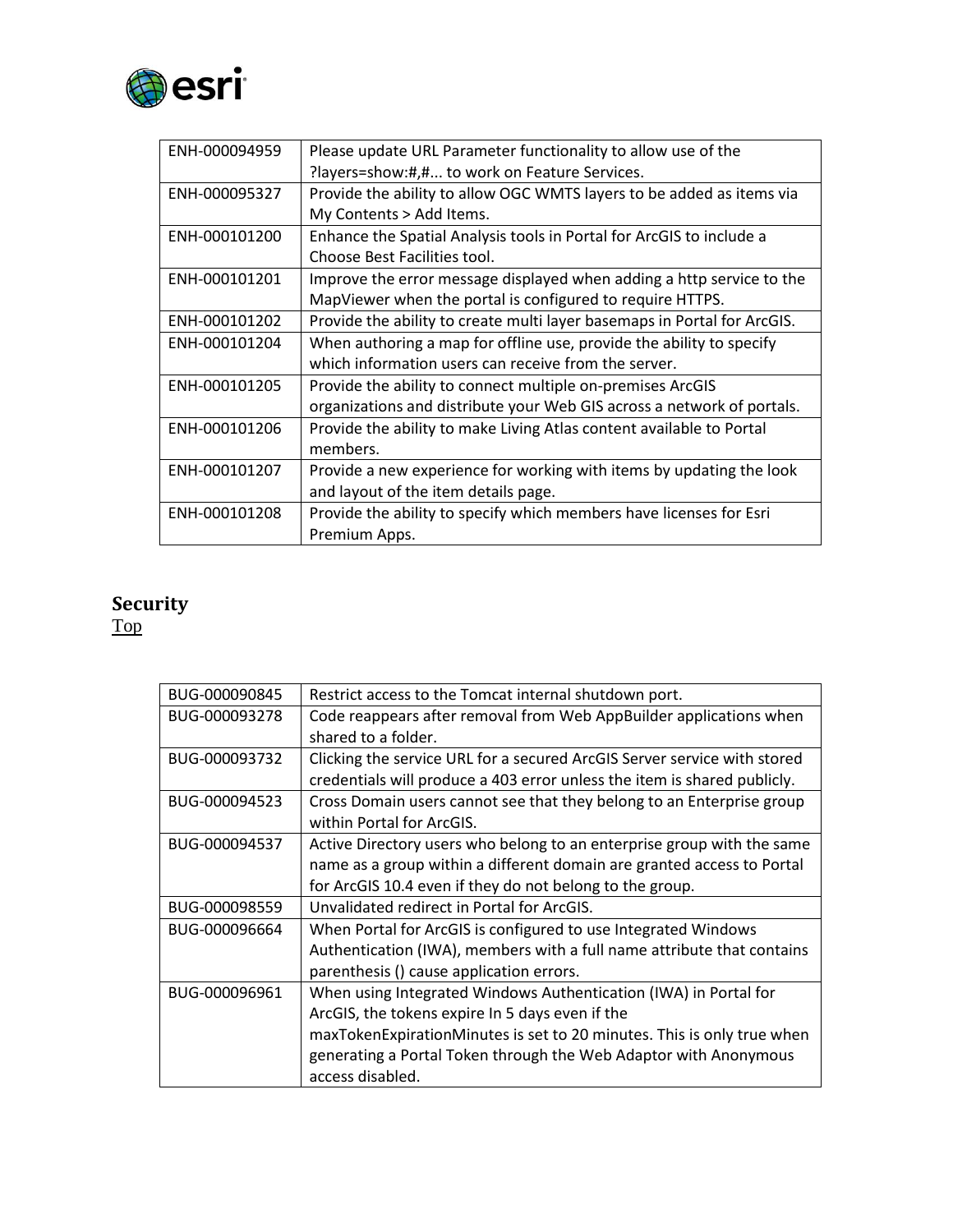| ENH-000094959 | Please update URL Parameter functionality to allow use of the ?layers=show:#,#... to work on Feature Services. |
|---|---|
| ENH-000095327 | Provide the ability to allow OGC WMTS layers to be added as items via My Contents > Add Items. |
| ENH-000101200 | Enhance the Spatial Analysis tools in Portal for ArcGIS to include a Choose Best Facilities tool. |
| ENH-000101201 | Improve the error message displayed when adding a http service to the MapViewer when the portal is configured to require HTTPS. |
| ENH-000101202 | Provide the ability to create multi layer basemaps in Portal for ArcGIS. |
| ENH-000101204 | When authoring a map for offline use, provide the ability to specify which information users can receive from the server. |
| ENH-000101205 | Provide the ability to connect multiple on-premises ArcGIS organizations and distribute your Web GIS across a network of portals. |
| ENH-000101206 | Provide the ability to make Living Atlas content available to Portal members. |
| ENH-000101207 | Provide a new experience for working with items by updating the look and layout of the item details page. |
| ENH-000101208 | Provide the ability to specify which members have licenses for Esri Premium Apps. |

## Security

Top

| BUG-000090845 | Restrict access to the Tomcat internal shutdown port. |
|---|---|
| BUG-000093278 | Code reappears after removal from Web AppBuilder applications when shared to a folder. |
| BUG-000093732 | Clicking the service URL for a secured ArcGIS Server service with stored credentials will produce a 403 error unless the item is shared publicly. |
| BUG-000094523 | Cross Domain users cannot see that they belong to an Enterprise group within Portal for ArcGIS. |
| BUG-000094537 | Active Directory users who belong to an enterprise group with the same name as a group within a different domain are granted access to Portal for ArcGIS 10.4 even if they do not belong to the group. |
| BUG-000098559 | Unvalidated redirect in Portal for ArcGIS. |
| BUG-000096664 | When Portal for ArcGIS is configured to use Integrated Windows Authentication (IWA), members with a full name attribute that contains parenthesis () cause application errors. |
| BUG-000096961 | When using Integrated Windows Authentication (IWA) in Portal for ArcGIS, the tokens expire In 5 days even if the maxTokenExpirationMinutes is set to 20 minutes. This is only true when generating a Portal Token through the Web Adaptor with Anonymous access disabled. |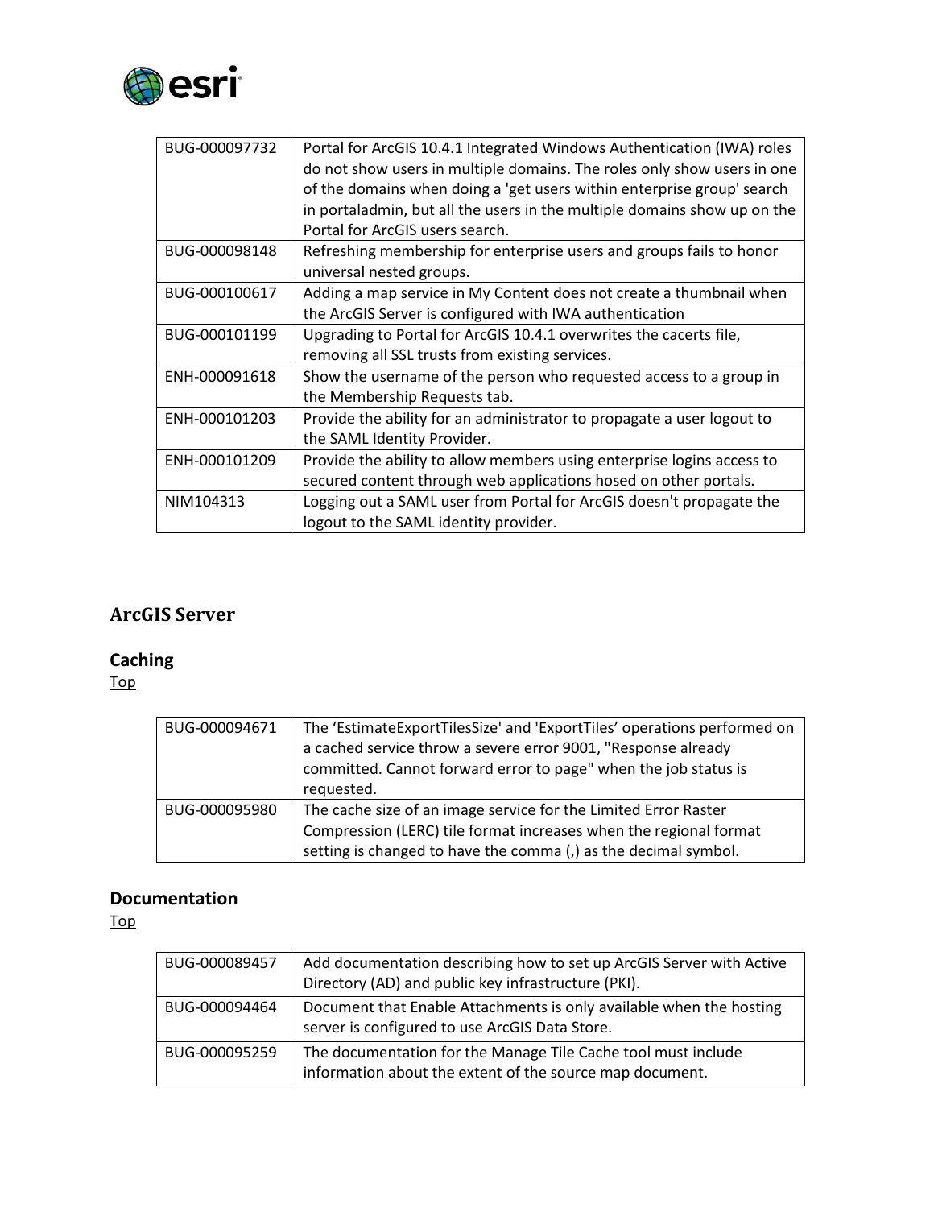| BUG-000097732 | Portal for ArcGIS 10.4.1 Integrated Windows Authentication (IWA) roles do not show users in multiple domains. The roles only show users in one of the domains when doing a 'get users within enterprise group' search in portaladmin, but all the users in the multiple domains show up on the Portal for ArcGIS users search. |
|---|---|
| BUG-000098148 | Refreshing membership for enterprise users and groups fails to honor universal nested groups. |
| BUG-000100617 | Adding a map service in My Content does not create a thumbnail when the ArcGIS Server is configured with IWA authentication |
| BUG-000101199 | Upgrading to Portal for ArcGIS 10.4.1 overwrites the cacerts file, removing all SSL trusts from existing services. |
| ENH-000091618 | Show the username of the person who requested access to a group in the Membership Requests tab. |
| ENH-000101203 | Provide the ability for an administrator to propagate a user logout to the SAML Identity Provider. |
| ENH-000101209 | Provide the ability to allow members using enterprise logins access to secured content through web applications hosed on other portals. |
| NIM104313 | Logging out a SAML user from Portal for ArcGIS doesn't propagate the logout to the SAML identity provider. |

## ArcGIS Server

### Caching

Top

| BUG-000094671 | The 'EstimateExportTilesSize' and 'ExportTiles' operations performed on a cached service throw a severe error 9001, "Response already committed. Cannot forward error to page" when the job status is requested. |
|---|---|
| BUG-000095980 | The cache size of an image service for the Limited Error Raster Compression (LERC) tile format increases when the regional format setting is changed to have the comma (,) as the decimal symbol. |

### Documentation

Top

| BUG-000089457 | Add documentation describing how to set up ArcGIS Server with Active Directory (AD) and public key infrastructure (PKI). |
|---|---|
| BUG-000094464 | Document that Enable Attachments is only available when the hosting server is configured to use ArcGIS Data Store. |
| BUG-000095259 | The documentation for the Manage Tile Cache tool must include information about the extent of the source map document. |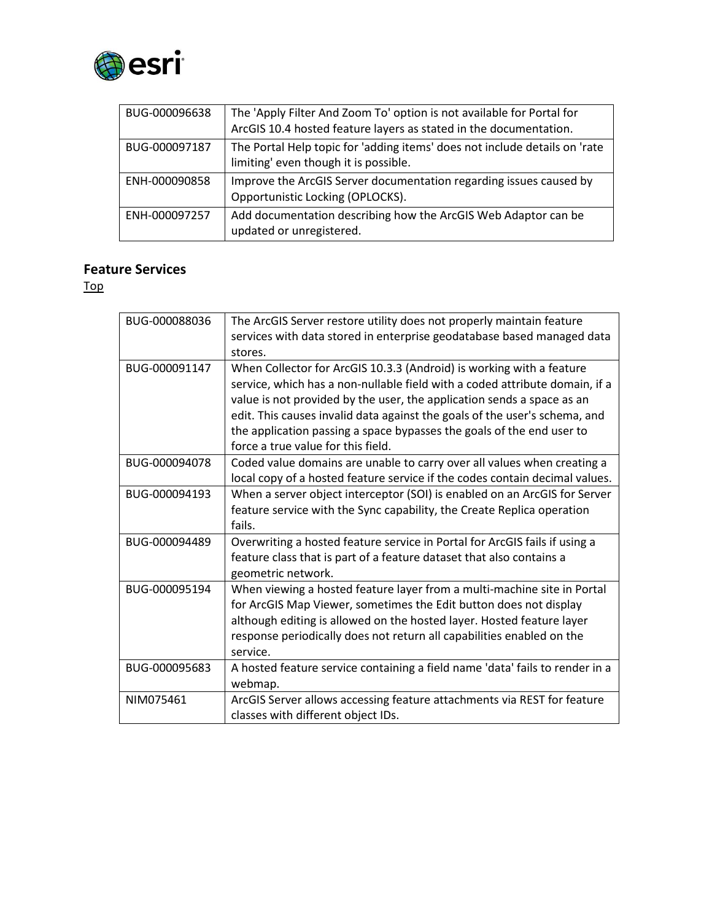| BUG-000096638 | The 'Apply Filter And Zoom To' option is not available for Portal for ArcGIS 10.4 hosted feature layers as stated in the documentation. |
|---|---|
| BUG-000097187 | The Portal Help topic for 'adding items' does not include details on 'rate limiting' even though it is possible. |
| ENH-000090858 | Improve the ArcGIS Server documentation regarding issues caused by Opportunistic Locking (OPLOCKS). |
| ENH-000097257 | Add documentation describing how the ArcGIS Web Adaptor can be updated or unregistered. |

## Feature Services

Top

| BUG-000088036 | The ArcGIS Server restore utility does not properly maintain feature services with data stored in enterprise geodatabase based managed data stores. |
|---|---|
| BUG-000091147 | When Collector for ArcGIS 10.3.3 (Android) is working with a feature service, which has a non-nullable field with a coded attribute domain, if a value is not provided by the user, the application sends a space as an edit. This causes invalid data against the goals of the user's schema, and the application passing a space bypasses the goals of the end user to force a true value for this field. |
| BUG-000094078 | Coded value domains are unable to carry over all values when creating a local copy of a hosted feature service if the codes contain decimal values. |
| BUG-000094193 | When a server object interceptor (SOI) is enabled on an ArcGIS for Server feature service with the Sync capability, the Create Replica operation fails. |
| BUG-000094489 | Overwriting a hosted feature service in Portal for ArcGIS fails if using a feature class that is part of a feature dataset that also contains a geometric network. |
| BUG-000095194 | When viewing a hosted feature layer from a multi-machine site in Portal for ArcGIS Map Viewer, sometimes the Edit button does not display although editing is allowed on the hosted layer. Hosted feature layer response periodically does not return all capabilities enabled on the service. |
| BUG-000095683 | A hosted feature service containing a field name 'data' fails to render in a webmap. |
| NIM075461 | ArcGIS Server allows accessing feature attachments via REST for feature classes with different object IDs. |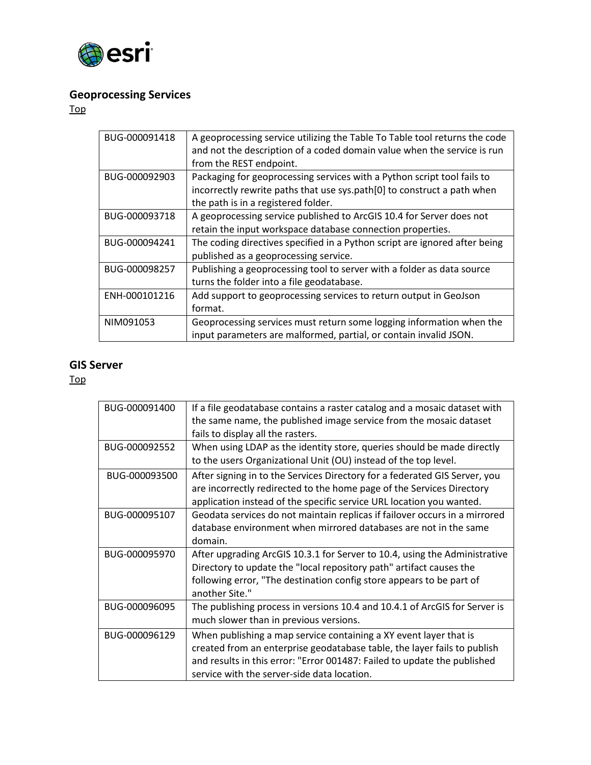## Geoprocessing Services

Top

| | |
|---|---|
| BUG-000091418 | A geoprocessing service utilizing the Table To Table tool returns the code and not the description of a coded domain value when the service is run from the REST endpoint. |
| BUG-000092903 | Packaging for geoprocessing services with a Python script tool fails to incorrectly rewrite paths that use sys.path[0] to construct a path when the path is in a registered folder. |
| BUG-000093718 | A geoprocessing service published to ArcGIS 10.4 for Server does not retain the input workspace database connection properties. |
| BUG-000094241 | The coding directives specified in a Python script are ignored after being published as a geoprocessing service. |
| BUG-000098257 | Publishing a geoprocessing tool to server with a folder as data source turns the folder into a file geodatabase. |
| ENH-000101216 | Add support to geoprocessing services to return output in GeoJson format. |
| NIM091053 | Geoprocessing services must return some logging information when the input parameters are malformed, partial, or contain invalid JSON. |

## GIS Server

Top

| | |
|---|---|
| BUG-000091400 | If a file geodatabase contains a raster catalog and a mosaic dataset with the same name, the published image service from the mosaic dataset fails to display all the rasters. |
| BUG-000092552 | When using LDAP as the identity store, queries should be made directly to the users Organizational Unit (OU) instead of the top level. |
| BUG-000093500 | After signing in to the Services Directory for a federated GIS Server, you are incorrectly redirected to the home page of the Services Directory application instead of the specific service URL location you wanted. |
| BUG-000095107 | Geodata services do not maintain replicas if failover occurs in a mirrored database environment when mirrored databases are not in the same domain. |
| BUG-000095970 | After upgrading ArcGIS 10.3.1 for Server to 10.4, using the Administrative Directory to update the "local repository path" artifact causes the following error, "The destination config store appears to be part of another Site." |
| BUG-000096095 | The publishing process in versions 10.4 and 10.4.1 of ArcGIS for Server is much slower than in previous versions. |
| BUG-000096129 | When publishing a map service containing a XY event layer that is created from an enterprise geodatabase table, the layer fails to publish and results in this error: "Error 001487: Failed to update the published service with the server-side data location. |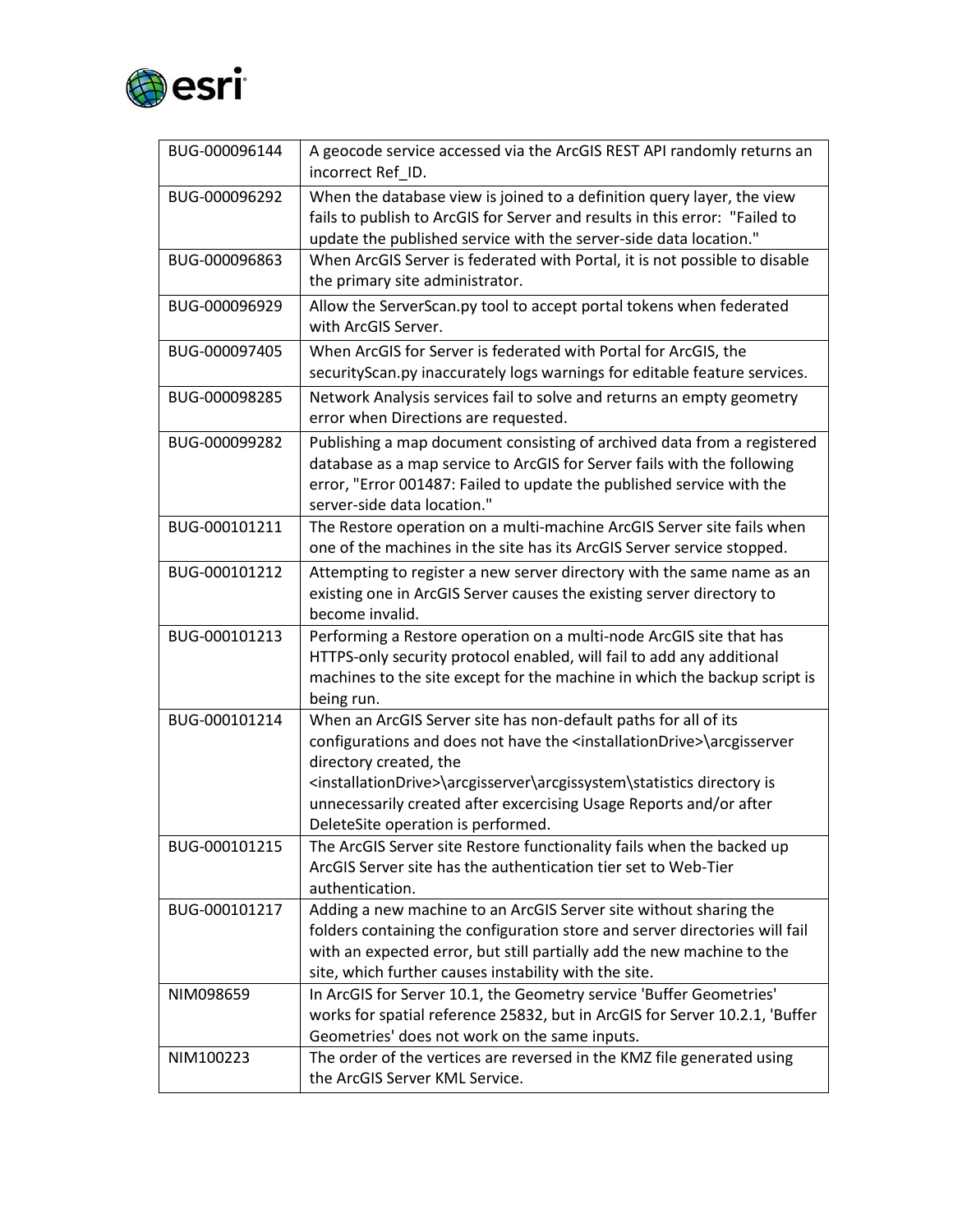| BUG-000096144 | A geocode service accessed via the ArcGIS REST API randomly returns an incorrect Ref_ID. |
|---|---|
| BUG-000096292 | When the database view is joined to a definition query layer, the view fails to publish to ArcGIS for Server and results in this error: "Failed to update the published service with the server-side data location." |
| BUG-000096863 | When ArcGIS Server is federated with Portal, it is not possible to disable the primary site administrator. |
| BUG-000096929 | Allow the ServerScan.py tool to accept portal tokens when federated with ArcGIS Server. |
| BUG-000097405 | When ArcGIS for Server is federated with Portal for ArcGIS, the securityScan.py inaccurately logs warnings for editable feature services. |
| BUG-000098285 | Network Analysis services fail to solve and returns an empty geometry error when Directions are requested. |
| BUG-000099282 | Publishing a map document consisting of archived data from a registered database as a map service to ArcGIS for Server fails with the following error, "Error 001487: Failed to update the published service with the server-side data location." |
| BUG-000101211 | The Restore operation on a multi-machine ArcGIS Server site fails when one of the machines in the site has its ArcGIS Server service stopped. |
| BUG-000101212 | Attempting to register a new server directory with the same name as an existing one in ArcGIS Server causes the existing server directory to become invalid. |
| BUG-000101213 | Performing a Restore operation on a multi-node ArcGIS site that has HTTPS-only security protocol enabled, will fail to add any additional machines to the site except for the machine in which the backup script is being run. |
| BUG-000101214 | When an ArcGIS Server site has non-default paths for all of its configurations and does not have the <installationDrive>\arcgisserver directory created, the <installationDrive>\arcgisserver\arcgissystem\statistics directory is unnecessarily created after excercising Usage Reports and/or after DeleteSite operation is performed. |
| BUG-000101215 | The ArcGIS Server site Restore functionality fails when the backed up ArcGIS Server site has the authentication tier set to Web-Tier authentication. |
| BUG-000101217 | Adding a new machine to an ArcGIS Server site without sharing the folders containing the configuration store and server directories will fail with an expected error, but still partially add the new machine to the site, which further causes instability with the site. |
| NIM098659 | In ArcGIS for Server 10.1, the Geometry service 'Buffer Geometries' works for spatial reference 25832, but in ArcGIS for Server 10.2.1, 'Buffer Geometries' does not work on the same inputs. |
| NIM100223 | The order of the vertices are reversed in the KMZ file generated using the ArcGIS Server KML Service. |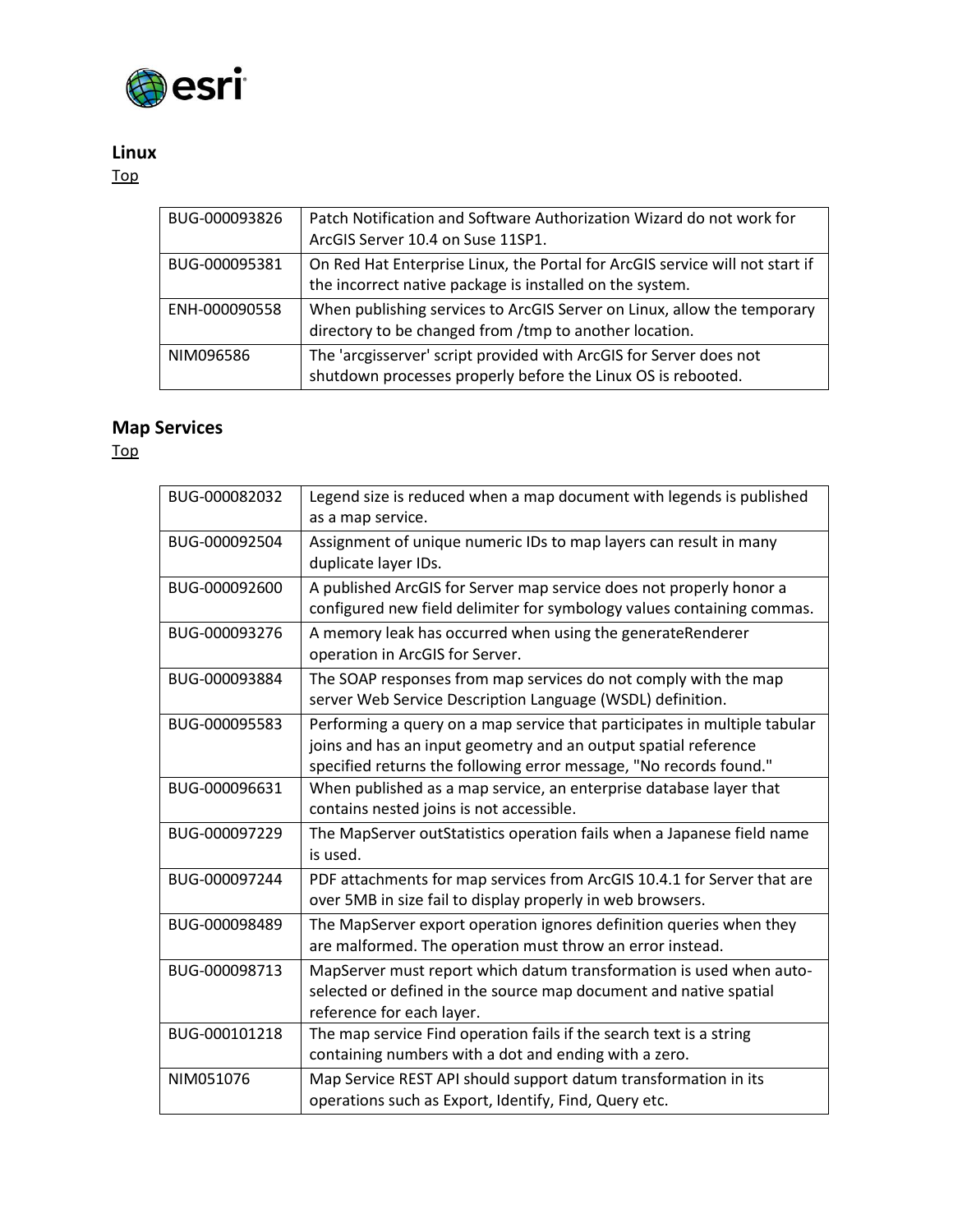## Linux

Top

| BUG-000093826 | Patch Notification and Software Authorization Wizard do not work for ArcGIS Server 10.4 on Suse 11SP1. |
|---|---|
| BUG-000095381 | On Red Hat Enterprise Linux, the Portal for ArcGIS service will not start if the incorrect native package is installed on the system. |
| ENH-000090558 | When publishing services to ArcGIS Server on Linux, allow the temporary directory to be changed from /tmp to another location. |
| NIM096586 | The 'arcgisserver' script provided with ArcGIS for Server does not shutdown processes properly before the Linux OS is rebooted. |

## Map Services

Top

| BUG-000082032 | Legend size is reduced when a map document with legends is published as a map service. |
|---|---|
| BUG-000092504 | Assignment of unique numeric IDs to map layers can result in many duplicate layer IDs. |
| BUG-000092600 | A published ArcGIS for Server map service does not properly honor a configured new field delimiter for symbology values containing commas. |
| BUG-000093276 | A memory leak has occurred when using the generateRenderer operation in ArcGIS for Server. |
| BUG-000093884 | The SOAP responses from map services do not comply with the map server Web Service Description Language (WSDL) definition. |
| BUG-000095583 | Performing a query on a map service that participates in multiple tabular joins and has an input geometry and an output spatial reference specified returns the following error message, "No records found." |
| BUG-000096631 | When published as a map service, an enterprise database layer that contains nested joins is not accessible. |
| BUG-000097229 | The MapServer outStatistics operation fails when a Japanese field name is used. |
| BUG-000097244 | PDF attachments for map services from ArcGIS 10.4.1 for Server that are over 5MB in size fail to display properly in web browsers. |
| BUG-000098489 | The MapServer export operation ignores definition queries when they are malformed. The operation must throw an error instead. |
| BUG-000098713 | MapServer must report which datum transformation is used when auto-selected or defined in the source map document and native spatial reference for each layer. |
| BUG-000101218 | The map service Find operation fails if the search text is a string containing numbers with a dot and ending with a zero. |
| NIM051076 | Map Service REST API should support datum transformation in its operations such as Export, Identify, Find, Query etc. |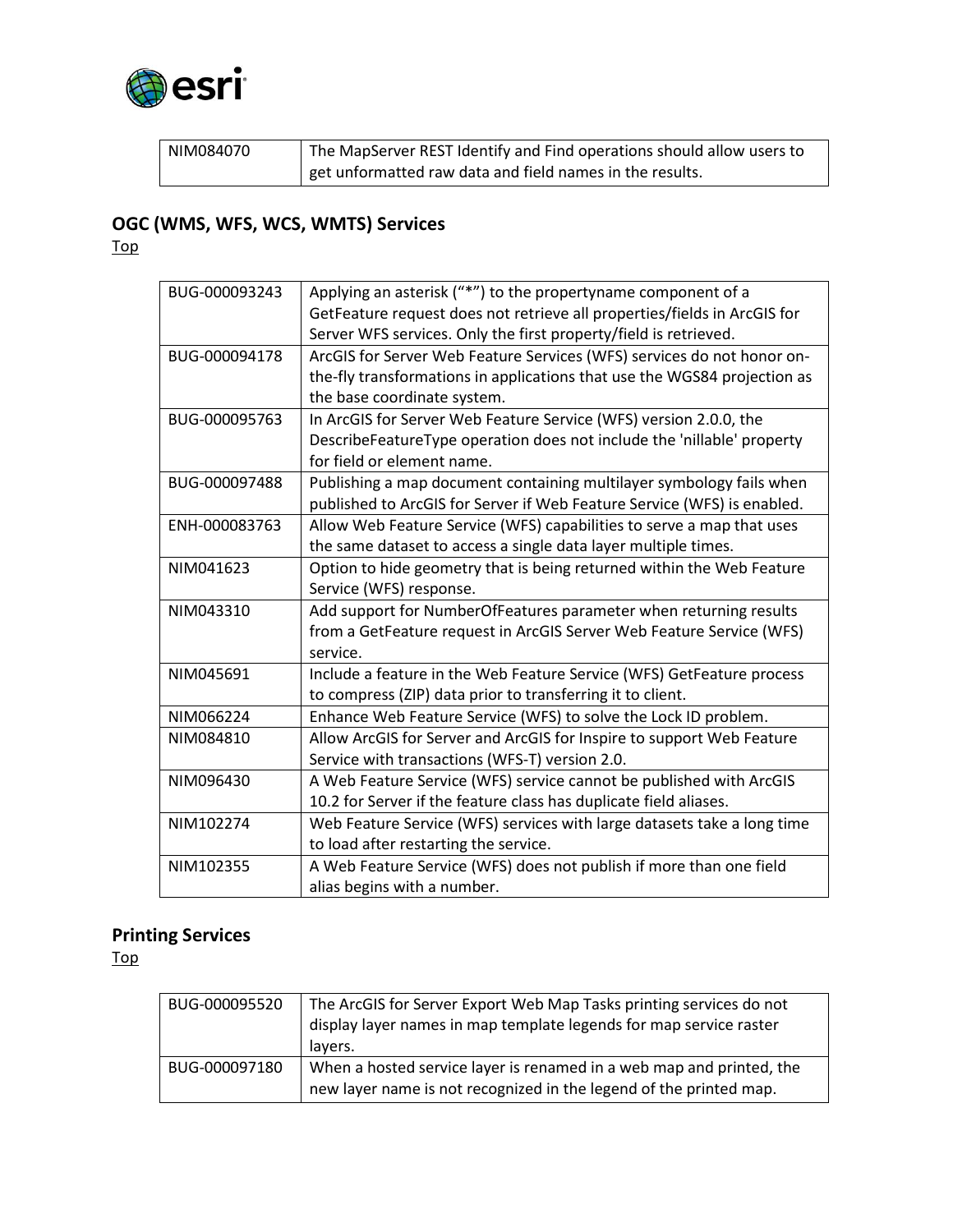| NIM084070 | The MapServer REST Identify and Find operations should allow users to get unformatted raw data and field names in the results. |
|---|---|

## OGC (WMS, WFS, WCS, WMTS) Services

Top

| BUG-000093243 | Applying an asterisk ("*") to the propertyname component of a GetFeature request does not retrieve all properties/fields in ArcGIS for Server WFS services. Only the first property/field is retrieved. |
|---|---|
| BUG-000094178 | ArcGIS for Server Web Feature Services (WFS) services do not honor on-the-fly transformations in applications that use the WGS84 projection as the base coordinate system. |
| BUG-000095763 | In ArcGIS for Server Web Feature Service (WFS) version 2.0.0, the DescribeFeatureType operation does not include the 'nillable' property for field or element name. |
| BUG-000097488 | Publishing a map document containing multilayer symbology fails when published to ArcGIS for Server if Web Feature Service (WFS) is enabled. |
| ENH-000083763 | Allow Web Feature Service (WFS) capabilities to serve a map that uses the same dataset to access a single data layer multiple times. |
| NIM041623 | Option to hide geometry that is being returned within the Web Feature Service (WFS) response. |
| NIM043310 | Add support for NumberOfFeatures parameter when returning results from a GetFeature request in ArcGIS Server Web Feature Service (WFS) service. |
| NIM045691 | Include a feature in the Web Feature Service (WFS) GetFeature process to compress (ZIP) data prior to transferring it to client. |
| NIM066224 | Enhance Web Feature Service (WFS) to solve the Lock ID problem. |
| NIM084810 | Allow ArcGIS for Server and ArcGIS for Inspire to support Web Feature Service with transactions (WFS-T) version 2.0. |
| NIM096430 | A Web Feature Service (WFS) service cannot be published with ArcGIS 10.2 for Server if the feature class has duplicate field aliases. |
| NIM102274 | Web Feature Service (WFS) services with large datasets take a long time to load after restarting the service. |
| NIM102355 | A Web Feature Service (WFS) does not publish if more than one field alias begins with a number. |

## Printing Services

Top

| BUG-000095520 | The ArcGIS for Server Export Web Map Tasks printing services do not display layer names in map template legends for map service raster layers. |
|---|---|
| BUG-000097180 | When a hosted service layer is renamed in a web map and printed, the new layer name is not recognized in the legend of the printed map. |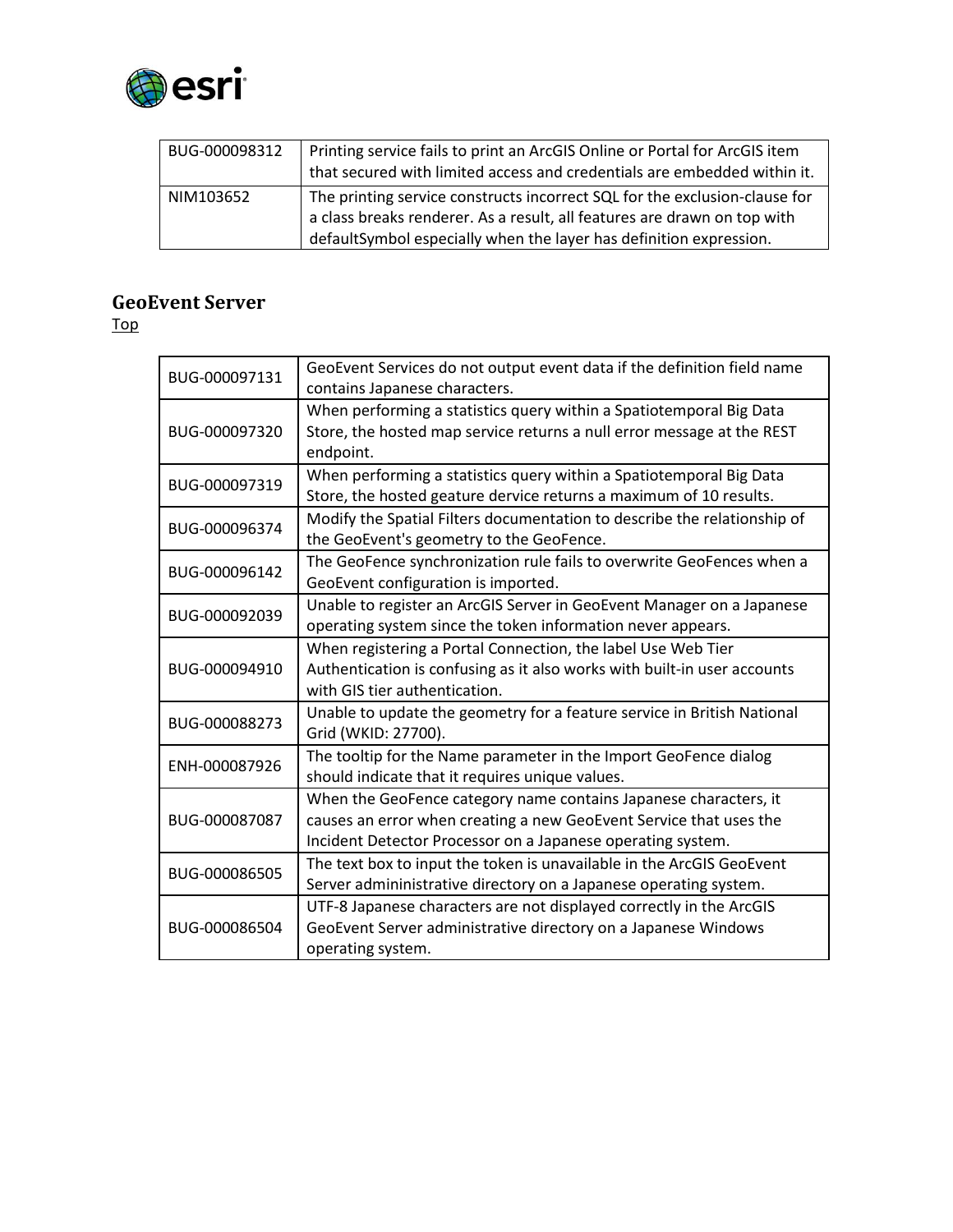| BUG-000098312 | Printing service fails to print an ArcGIS Online or Portal for ArcGIS item that secured with limited access and credentials are embedded within it. |
|---|---|
| NIM103652 | The printing service constructs incorrect SQL for the exclusion-clause for a class breaks renderer. As a result, all features are drawn on top with defaultSymbol especially when the layer has definition expression. |

## GeoEvent Server

Top

| BUG-000097131 | GeoEvent Services do not output event data if the definition field name contains Japanese characters. |
|---|---|
| BUG-000097320 | When performing a statistics query within a Spatiotemporal Big Data Store, the hosted map service returns a null error message at the REST endpoint. |
| BUG-000097319 | When performing a statistics query within a Spatiotemporal Big Data Store, the hosted geature dervice returns a maximum of 10 results. |
| BUG-000096374 | Modify the Spatial Filters documentation to describe the relationship of the GeoEvent's geometry to the GeoFence. |
| BUG-000096142 | The GeoFence synchronization rule fails to overwrite GeoFences when a GeoEvent configuration is imported. |
| BUG-000092039 | Unable to register an ArcGIS Server in GeoEvent Manager on a Japanese operating system since the token information never appears. |
| BUG-000094910 | When registering a Portal Connection, the label Use Web Tier Authentication is confusing as it also works with built-in user accounts with GIS tier authentication. |
| BUG-000088273 | Unable to update the geometry for a feature service in British National Grid (WKID: 27700). |
| ENH-000087926 | The tooltip for the Name parameter in the Import GeoFence dialog should indicate that it requires unique values. |
| BUG-000087087 | When the GeoFence category name contains Japanese characters, it causes an error when creating a new GeoEvent Service that uses the Incident Detector Processor on a Japanese operating system. |
| BUG-000086505 | The text box to input the token is unavailable in the ArcGIS GeoEvent Server admininistrative directory on a Japanese operating system. |
| BUG-000086504 | UTF-8 Japanese characters are not displayed correctly in the ArcGIS GeoEvent Server administrative directory on a Japanese Windows operating system. |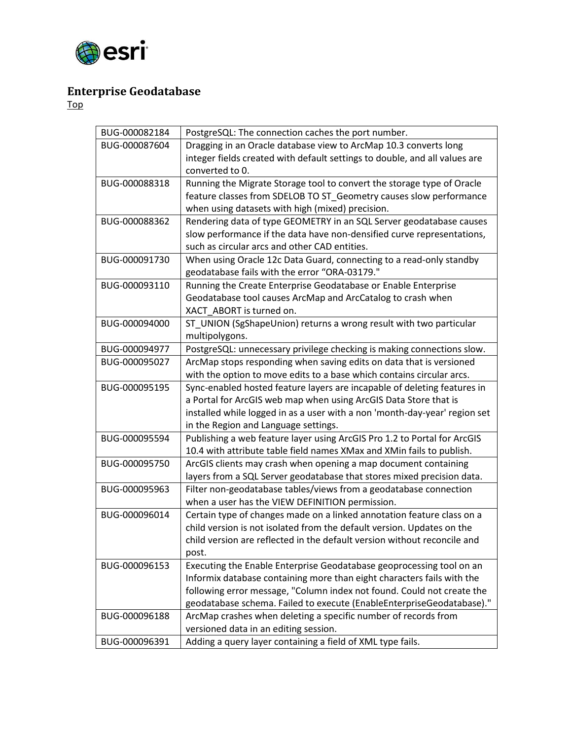## Enterprise Geodatabase

Top

| | |
|---|---|
| BUG-000082184 | PostgreSQL: The connection caches the port number. |
| BUG-000087604 | Dragging in an Oracle database view to ArcMap 10.3 converts long integer fields created with default settings to double, and all values are converted to 0. |
| BUG-000088318 | Running the Migrate Storage tool to convert the storage type of Oracle feature classes from SDELOB TO ST_Geometry causes slow performance when using datasets with high (mixed) precision. |
| BUG-000088362 | Rendering data of type GEOMETRY in an SQL Server geodatabase causes slow performance if the data have non-densified curve representations, such as circular arcs and other CAD entities. |
| BUG-000091730 | When using Oracle 12c Data Guard, connecting to a read-only standby geodatabase fails with the error "ORA-03179." |
| BUG-000093110 | Running the Create Enterprise Geodatabase or Enable Enterprise Geodatabase tool causes ArcMap and ArcCatalog to crash when XACT_ABORT is turned on. |
| BUG-000094000 | ST_UNION (SgShapeUnion) returns a wrong result with two particular multipolygons. |
| BUG-000094977 | PostgreSQL: unnecessary privilege checking is making connections slow. |
| BUG-000095027 | ArcMap stops responding when saving edits on data that is versioned with the option to move edits to a base which contains circular arcs. |
| BUG-000095195 | Sync-enabled hosted feature layers are incapable of deleting features in a Portal for ArcGIS web map when using ArcGIS Data Store that is installed while logged in as a user with a non 'month-day-year' region set in the Region and Language settings. |
| BUG-000095594 | Publishing a web feature layer using ArcGIS Pro 1.2 to Portal for ArcGIS 10.4 with attribute table field names XMax and XMin fails to publish. |
| BUG-000095750 | ArcGIS clients may crash when opening a map document containing layers from a SQL Server geodatabase that stores mixed precision data. |
| BUG-000095963 | Filter non-geodatabase tables/views from a geodatabase connection when a user has the VIEW DEFINITION permission. |
| BUG-000096014 | Certain type of changes made on a linked annotation feature class on a child version is not isolated from the default version. Updates on the child version are reflected in the default version without reconcile and post. |
| BUG-000096153 | Executing the Enable Enterprise Geodatabase geoprocessing tool on an Informix database containing more than eight characters fails with the following error message, "Column index not found. Could not create the geodatabase schema. Failed to execute (EnableEnterpriseGeodatabase)." |
| BUG-000096188 | ArcMap crashes when deleting a specific number of records from versioned data in an editing session. |
| BUG-000096391 | Adding a query layer containing a field of XML type fails. |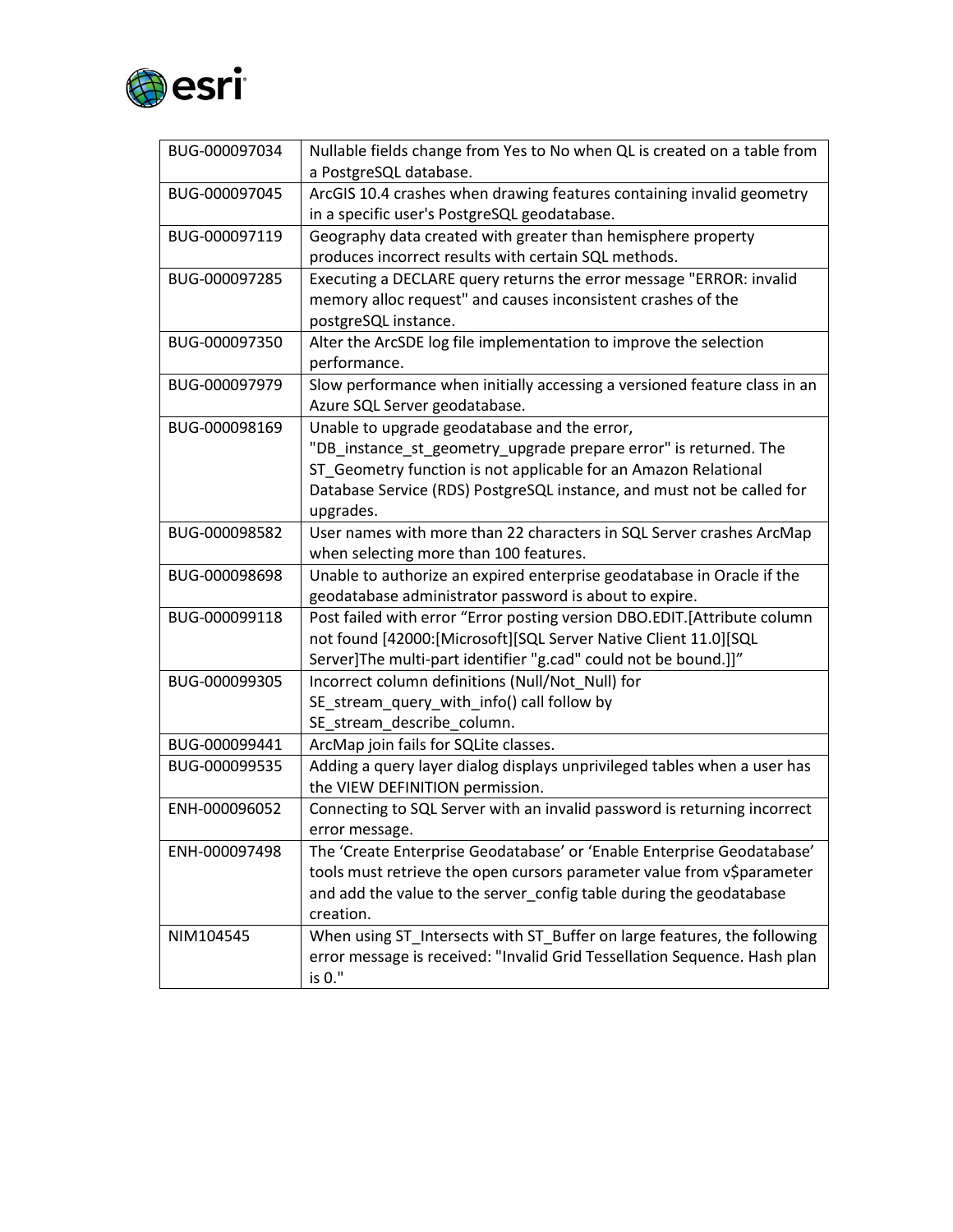| | |
|---|---|
| BUG-000097034 | Nullable fields change from Yes to No when QL is created on a table from a PostgreSQL database. |
| BUG-000097045 | ArcGIS 10.4 crashes when drawing features containing invalid geometry in a specific user's PostgreSQL geodatabase. |
| BUG-000097119 | Geography data created with greater than hemisphere property produces incorrect results with certain SQL methods. |
| BUG-000097285 | Executing a DECLARE query returns the error message "ERROR: invalid memory alloc request" and causes inconsistent crashes of the postgreSQL instance. |
| BUG-000097350 | Alter the ArcSDE log file implementation to improve the selection performance. |
| BUG-000097979 | Slow performance when initially accessing a versioned feature class in an Azure SQL Server geodatabase. |
| BUG-000098169 | Unable to upgrade geodatabase and the error, "DB_instance_st_geometry_upgrade prepare error" is returned. The ST_Geometry function is not applicable for an Amazon Relational Database Service (RDS) PostgreSQL instance, and must not be called for upgrades. |
| BUG-000098582 | User names with more than 22 characters in SQL Server crashes ArcMap when selecting more than 100 features. |
| BUG-000098698 | Unable to authorize an expired enterprise geodatabase in Oracle if the geodatabase administrator password is about to expire. |
| BUG-000099118 | Post failed with error “Error posting version DBO.EDIT.[Attribute column not found [42000:[Microsoft][SQL Server Native Client 11.0][SQL Server]The multi-part identifier "g.cad" could not be bound.]]” |
| BUG-000099305 | Incorrect column definitions (Null/Not_Null) for SE_stream_query_with_info() call follow by SE_stream_describe_column. |
| BUG-000099441 | ArcMap join fails for SQLite classes. |
| BUG-000099535 | Adding a query layer dialog displays unprivileged tables when a user has the VIEW DEFINITION permission. |
| ENH-000096052 | Connecting to SQL Server with an invalid password is returning incorrect error message. |
| ENH-000097498 | The ‘Create Enterprise Geodatabase’ or ‘Enable Enterprise Geodatabase’ tools must retrieve the open cursors parameter value from v$parameter and add the value to the server_config table during the geodatabase creation. |
| NIM104545 | When using ST_Intersects with ST_Buffer on large features, the following error message is received: "Invalid Grid Tessellation Sequence. Hash plan is 0." |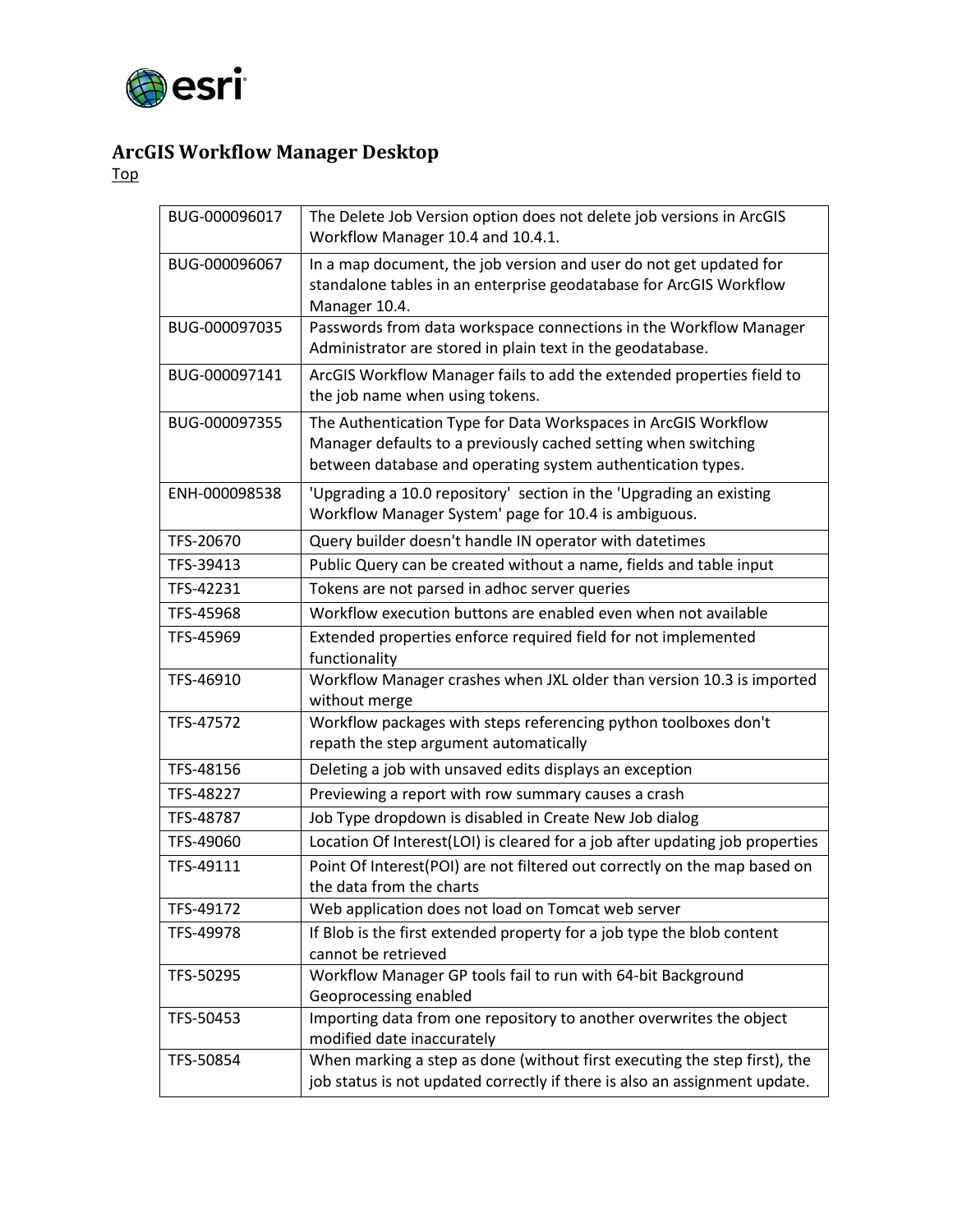# ArcGIS Workflow Manager Desktop

Top

| | |
|---|---|
| BUG-000096017 | The Delete Job Version option does not delete job versions in ArcGIS Workflow Manager 10.4 and 10.4.1. |
| BUG-000096067 | In a map document, the job version and user do not get updated for standalone tables in an enterprise geodatabase for ArcGIS Workflow Manager 10.4. |
| BUG-000097035 | Passwords from data workspace connections in the Workflow Manager Administrator are stored in plain text in the geodatabase. |
| BUG-000097141 | ArcGIS Workflow Manager fails to add the extended properties field to the job name when using tokens. |
| BUG-000097355 | The Authentication Type for Data Workspaces in ArcGIS Workflow Manager defaults to a previously cached setting when switching between database and operating system authentication types. |
| ENH-000098538 | 'Upgrading a 10.0 repository' section in the 'Upgrading an existing Workflow Manager System' page for 10.4 is ambiguous. |
| TFS-20670 | Query builder doesn't handle IN operator with datetimes |
| TFS-39413 | Public Query can be created without a name, fields and table input |
| TFS-42231 | Tokens are not parsed in adhoc server queries |
| TFS-45968 | Workflow execution buttons are enabled even when not available |
| TFS-45969 | Extended properties enforce required field for not implemented functionality |
| TFS-46910 | Workflow Manager crashes when JXL older than version 10.3 is imported without merge |
| TFS-47572 | Workflow packages with steps referencing python toolboxes don't repath the step argument automatically |
| TFS-48156 | Deleting a job with unsaved edits displays an exception |
| TFS-48227 | Previewing a report with row summary causes a crash |
| TFS-48787 | Job Type dropdown is disabled in Create New Job dialog |
| TFS-49060 | Location Of Interest(LOI) is cleared for a job after updating job properties |
| TFS-49111 | Point Of Interest(POI) are not filtered out correctly on the map based on the data from the charts |
| TFS-49172 | Web application does not load on Tomcat web server |
| TFS-49978 | If Blob is the first extended property for a job type the blob content cannot be retrieved |
| TFS-50295 | Workflow Manager GP tools fail to run with 64-bit Background Geoprocessing enabled |
| TFS-50453 | Importing data from one repository to another overwrites the object modified date inaccurately |
| TFS-50854 | When marking a step as done (without first executing the step first), the job status is not updated correctly if there is also an assignment update. |